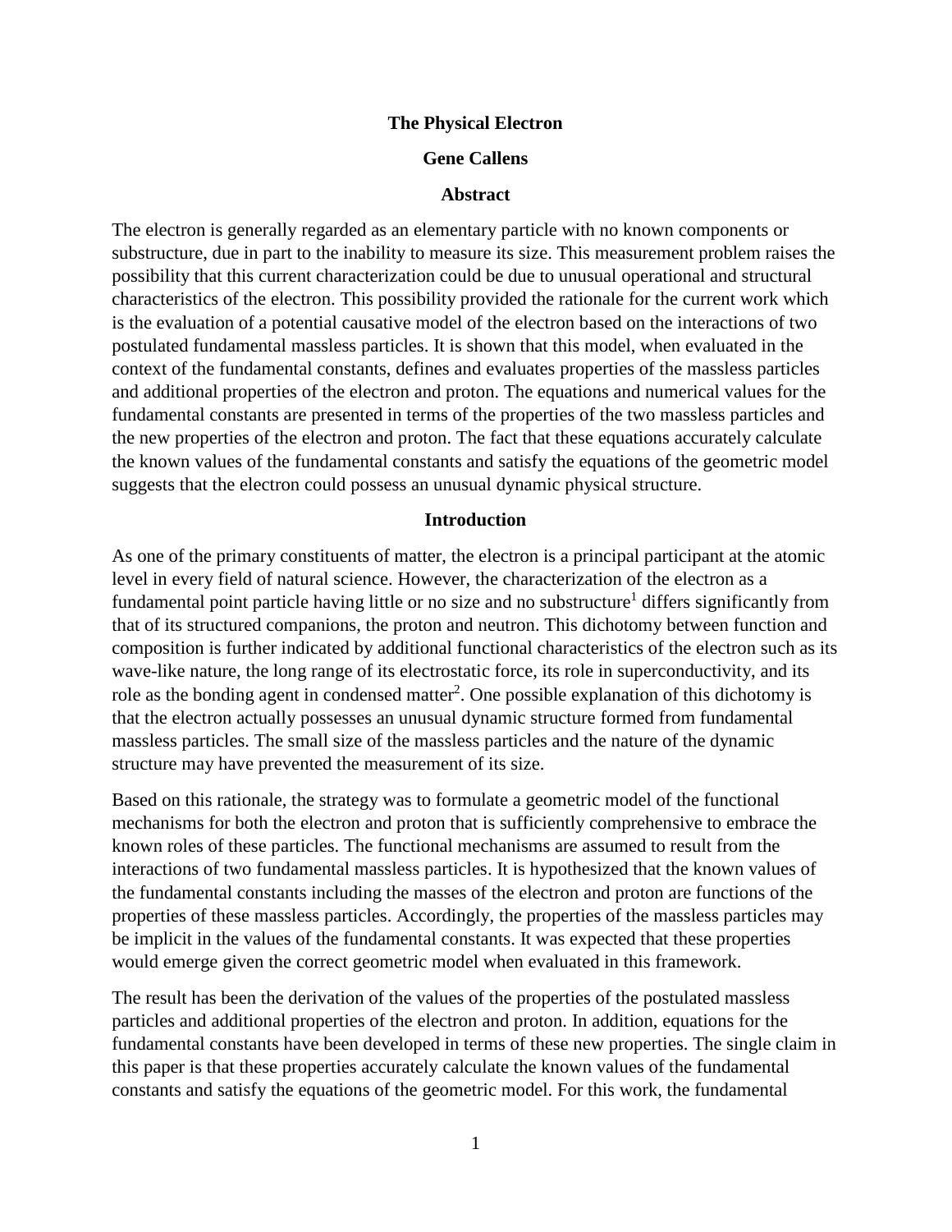# The Physical Electron

**Gene Callens**

## Abstract

The electron is generally regarded as an elementary particle with no known components or substructure, due in part to the inability to measure its size. This measurement problem raises the possibility that this current characterization could be due to unusual operational and structural characteristics of the electron. This possibility provided the rationale for the current work which is the evaluation of a potential causative model of the electron based on the interactions of two postulated fundamental massless particles. It is shown that this model, when evaluated in the context of the fundamental constants, defines and evaluates properties of the massless particles and additional properties of the electron and proton. The equations and numerical values for the fundamental constants are presented in terms of the properties of the two massless particles and the new properties of the electron and proton. The fact that these equations accurately calculate the known values of the fundamental constants and satisfy the equations of the geometric model suggests that the electron could possess an unusual dynamic physical structure.

## Introduction

As one of the primary constituents of matter, the electron is a principal participant at the atomic level in every field of natural science. However, the characterization of the electron as a fundamental point particle having little or no size and no substructure[1] differs significantly from that of its structured companions, the proton and neutron. This dichotomy between function and composition is further indicated by additional functional characteristics of the electron such as its wave-like nature, the long range of its electrostatic force, its role in superconductivity, and its role as the bonding agent in condensed matter[2]. One possible explanation of this dichotomy is that the electron actually possesses an unusual dynamic structure formed from fundamental massless particles. The small size of the massless particles and the nature of the dynamic structure may have prevented the measurement of its size.

Based on this rationale, the strategy was to formulate a geometric model of the functional mechanisms for both the electron and proton that is sufficiently comprehensive to embrace the known roles of these particles. The functional mechanisms are assumed to result from the interactions of two fundamental massless particles. It is hypothesized that the known values of the fundamental constants including the masses of the electron and proton are functions of the properties of these massless particles. Accordingly, the properties of the massless particles may be implicit in the values of the fundamental constants. It was expected that these properties would emerge given the correct geometric model when evaluated in this framework.

The result has been the derivation of the values of the properties of the postulated massless particles and additional properties of the electron and proton. In addition, equations for the fundamental constants have been developed in terms of these new properties. The single claim in this paper is that these properties accurately calculate the known values of the fundamental constants and satisfy the equations of the geometric model. For this work, the fundamental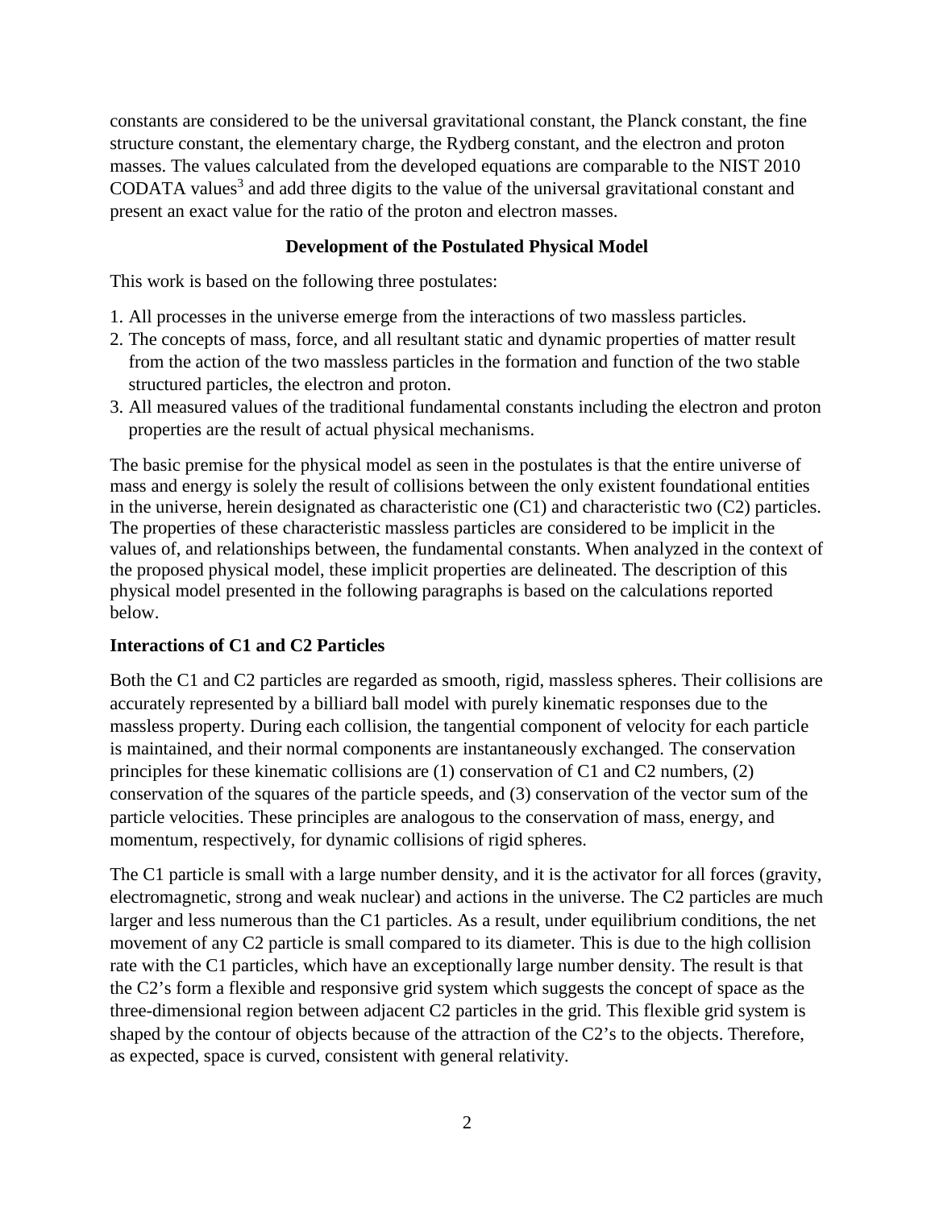constants are considered to be the universal gravitational constant, the Planck constant, the fine structure constant, the elementary charge, the Rydberg constant, and the electron and proton masses. The values calculated from the developed equations are comparable to the NIST 2010 CODATA values[3] and add three digits to the value of the universal gravitational constant and present an exact value for the ratio of the proton and electron masses.

## Development of the Postulated Physical Model

This work is based on the following three postulates:

1. All processes in the universe emerge from the interactions of two massless particles.
2. The concepts of mass, force, and all resultant static and dynamic properties of matter result from the action of the two massless particles in the formation and function of the two stable structured particles, the electron and proton.
3. All measured values of the traditional fundamental constants including the electron and proton properties are the result of actual physical mechanisms.

The basic premise for the physical model as seen in the postulates is that the entire universe of mass and energy is solely the result of collisions between the only existent foundational entities in the universe, herein designated as characteristic one (C1) and characteristic two (C2) particles. The properties of these characteristic massless particles are considered to be implicit in the values of, and relationships between, the fundamental constants. When analyzed in the context of the proposed physical model, these implicit properties are delineated. The description of this physical model presented in the following paragraphs is based on the calculations reported below.

### Interactions of C1 and C2 Particles

Both the C1 and C2 particles are regarded as smooth, rigid, massless spheres. Their collisions are accurately represented by a billiard ball model with purely kinematic responses due to the massless property. During each collision, the tangential component of velocity for each particle is maintained, and their normal components are instantaneously exchanged. The conservation principles for these kinematic collisions are (1) conservation of C1 and C2 numbers, (2) conservation of the squares of the particle speeds, and (3) conservation of the vector sum of the particle velocities. These principles are analogous to the conservation of mass, energy, and momentum, respectively, for dynamic collisions of rigid spheres.

The C1 particle is small with a large number density, and it is the activator for all forces (gravity, electromagnetic, strong and weak nuclear) and actions in the universe. The C2 particles are much larger and less numerous than the C1 particles. As a result, under equilibrium conditions, the net movement of any C2 particle is small compared to its diameter. This is due to the high collision rate with the C1 particles, which have an exceptionally large number density. The result is that the C2's form a flexible and responsive grid system which suggests the concept of space as the three-dimensional region between adjacent C2 particles in the grid. This flexible grid system is shaped by the contour of objects because of the attraction of the C2's to the objects. Therefore, as expected, space is curved, consistent with general relativity.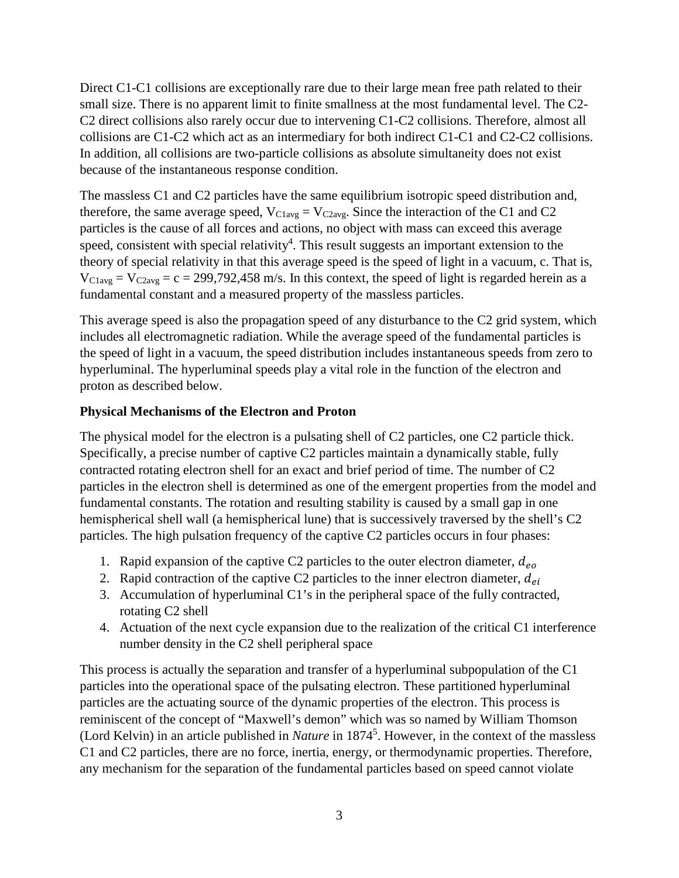Direct C1-C1 collisions are exceptionally rare due to their large mean free path related to their small size. There is no apparent limit to finite smallness at the most fundamental level. The C2-C2 direct collisions also rarely occur due to intervening C1-C2 collisions. Therefore, almost all collisions are C1-C2 which act as an intermediary for both indirect C1-C1 and C2-C2 collisions. In addition, all collisions are two-particle collisions as absolute simultaneity does not exist because of the instantaneous response condition.

The massless C1 and C2 particles have the same equilibrium isotropic speed distribution and, therefore, the same average speed, $V_{C1avg} = V_{C2avg}$. Since the interaction of the C1 and C2 particles is the cause of all forces and actions, no object with mass can exceed this average speed, consistent with special relativity[4]. This result suggests an important extension to the theory of special relativity in that this average speed is the speed of light in a vacuum, c. That is, $V_{C1avg} = V_{C2avg} = c = 299{,}792{,}458$ m/s. In this context, the speed of light is regarded herein as a fundamental constant and a measured property of the massless particles.

This average speed is also the propagation speed of any disturbance to the C2 grid system, which includes all electromagnetic radiation. While the average speed of the fundamental particles is the speed of light in a vacuum, the speed distribution includes instantaneous speeds from zero to hyperluminal. The hyperluminal speeds play a vital role in the function of the electron and proton as described below.

**Physical Mechanisms of the Electron and Proton**

The physical model for the electron is a pulsating shell of C2 particles, one C2 particle thick. Specifically, a precise number of captive C2 particles maintain a dynamically stable, fully contracted rotating electron shell for an exact and brief period of time. The number of C2 particles in the electron shell is determined as one of the emergent properties from the model and fundamental constants. The rotation and resulting stability is caused by a small gap in one hemispherical shell wall (a hemispherical lune) that is successively traversed by the shell's C2 particles. The high pulsation frequency of the captive C2 particles occurs in four phases:

1. Rapid expansion of the captive C2 particles to the outer electron diameter, $d_{eo}$
2. Rapid contraction of the captive C2 particles to the inner electron diameter, $d_{ei}$
3. Accumulation of hyperluminal C1's in the peripheral space of the fully contracted, rotating C2 shell
4. Actuation of the next cycle expansion due to the realization of the critical C1 interference number density in the C2 shell peripheral space

This process is actually the separation and transfer of a hyperluminal subpopulation of the C1 particles into the operational space of the pulsating electron. These partitioned hyperluminal particles are the actuating source of the dynamic properties of the electron. This process is reminiscent of the concept of "Maxwell's demon" which was so named by William Thomson (Lord Kelvin) in an article published in *Nature* in 1874[5]. However, in the context of the massless C1 and C2 particles, there are no force, inertia, energy, or thermodynamic properties. Therefore, any mechanism for the separation of the fundamental particles based on speed cannot violate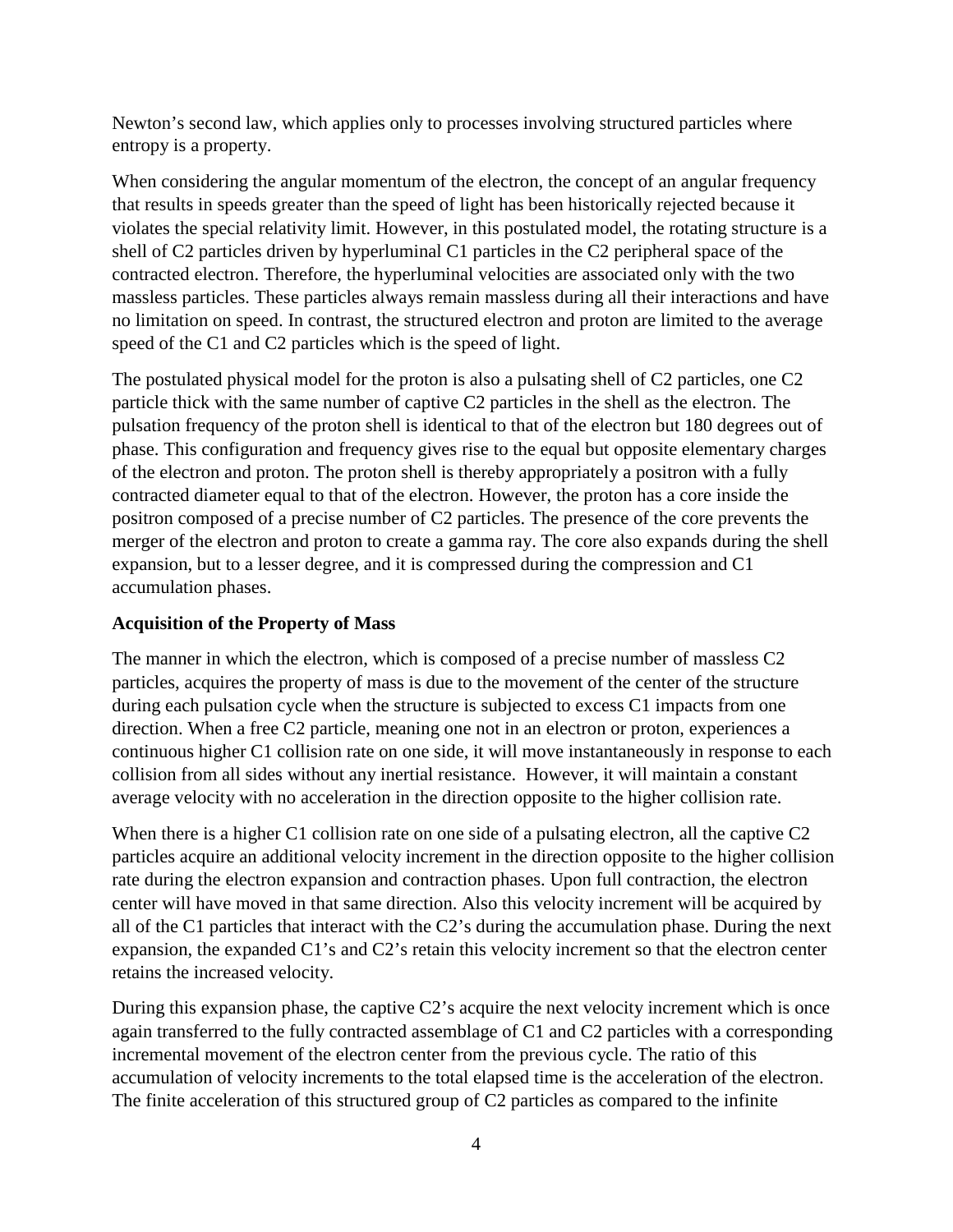Newton's second law, which applies only to processes involving structured particles where entropy is a property.

When considering the angular momentum of the electron, the concept of an angular frequency that results in speeds greater than the speed of light has been historically rejected because it violates the special relativity limit. However, in this postulated model, the rotating structure is a shell of C2 particles driven by hyperluminal C1 particles in the C2 peripheral space of the contracted electron. Therefore, the hyperluminal velocities are associated only with the two massless particles. These particles always remain massless during all their interactions and have no limitation on speed. In contrast, the structured electron and proton are limited to the average speed of the C1 and C2 particles which is the speed of light.

The postulated physical model for the proton is also a pulsating shell of C2 particles, one C2 particle thick with the same number of captive C2 particles in the shell as the electron. The pulsation frequency of the proton shell is identical to that of the electron but 180 degrees out of phase. This configuration and frequency gives rise to the equal but opposite elementary charges of the electron and proton. The proton shell is thereby appropriately a positron with a fully contracted diameter equal to that of the electron. However, the proton has a core inside the positron composed of a precise number of C2 particles. The presence of the core prevents the merger of the electron and proton to create a gamma ray. The core also expands during the shell expansion, but to a lesser degree, and it is compressed during the compression and C1 accumulation phases.

**Acquisition of the Property of Mass**

The manner in which the electron, which is composed of a precise number of massless C2 particles, acquires the property of mass is due to the movement of the center of the structure during each pulsation cycle when the structure is subjected to excess C1 impacts from one direction. When a free C2 particle, meaning one not in an electron or proton, experiences a continuous higher C1 collision rate on one side, it will move instantaneously in response to each collision from all sides without any inertial resistance. However, it will maintain a constant average velocity with no acceleration in the direction opposite to the higher collision rate.

When there is a higher C1 collision rate on one side of a pulsating electron, all the captive C2 particles acquire an additional velocity increment in the direction opposite to the higher collision rate during the electron expansion and contraction phases. Upon full contraction, the electron center will have moved in that same direction. Also this velocity increment will be acquired by all of the C1 particles that interact with the C2's during the accumulation phase. During the next expansion, the expanded C1's and C2's retain this velocity increment so that the electron center retains the increased velocity.

During this expansion phase, the captive C2's acquire the next velocity increment which is once again transferred to the fully contracted assemblage of C1 and C2 particles with a corresponding incremental movement of the electron center from the previous cycle. The ratio of this accumulation of velocity increments to the total elapsed time is the acceleration of the electron. The finite acceleration of this structured group of C2 particles as compared to the infinite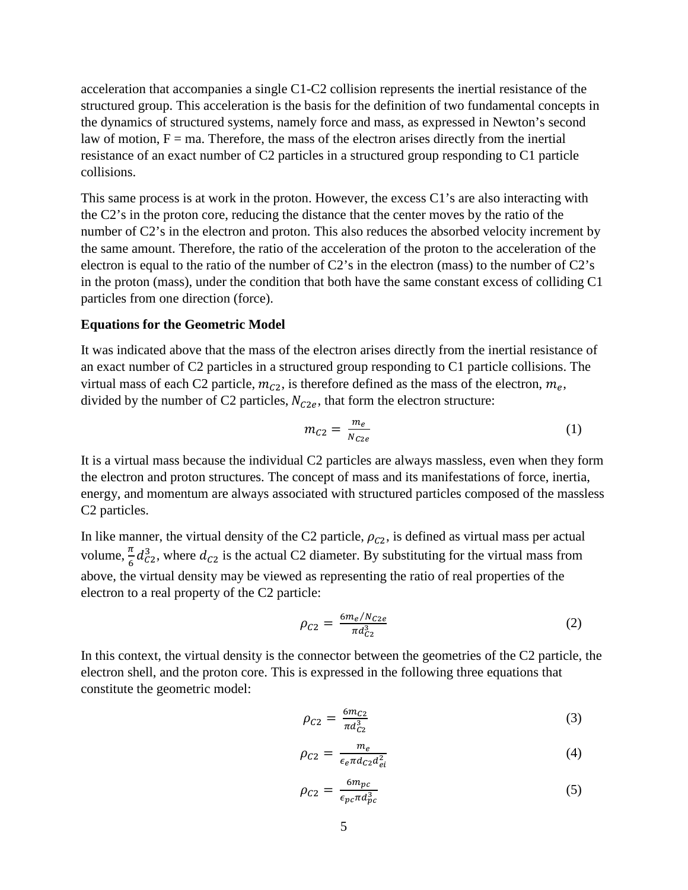acceleration that accompanies a single C1-C2 collision represents the inertial resistance of the structured group. This acceleration is the basis for the definition of two fundamental concepts in the dynamics of structured systems, namely force and mass, as expressed in Newton's second law of motion, F = ma. Therefore, the mass of the electron arises directly from the inertial resistance of an exact number of C2 particles in a structured group responding to C1 particle collisions.

This same process is at work in the proton. However, the excess C1's are also interacting with the C2's in the proton core, reducing the distance that the center moves by the ratio of the number of C2's in the electron and proton. This also reduces the absorbed velocity increment by the same amount. Therefore, the ratio of the acceleration of the proton to the acceleration of the electron is equal to the ratio of the number of C2's in the electron (mass) to the number of C2's in the proton (mass), under the condition that both have the same constant excess of colliding C1 particles from one direction (force).

**Equations for the Geometric Model**

It was indicated above that the mass of the electron arises directly from the inertial resistance of an exact number of C2 particles in a structured group responding to C1 particle collisions. The virtual mass of each C2 particle, $m_{C2}$, is therefore defined as the mass of the electron, $m_e$, divided by the number of C2 particles, $N_{C2e}$, that form the electron structure:

$$m_{C2} = \frac{m_e}{N_{C2e}} \tag{1}$$

It is a virtual mass because the individual C2 particles are always massless, even when they form the electron and proton structures. The concept of mass and its manifestations of force, inertia, energy, and momentum are always associated with structured particles composed of the massless C2 particles.

In like manner, the virtual density of the C2 particle, $\rho_{C2}$, is defined as virtual mass per actual volume, $\frac{\pi}{6}d_{C2}^3$, where $d_{C2}$ is the actual C2 diameter. By substituting for the virtual mass from above, the virtual density may be viewed as representing the ratio of real properties of the electron to a real property of the C2 particle:

$$\rho_{C2} = \frac{6m_e/N_{C2e}}{\pi d_{C2}^3} \tag{2}$$

In this context, the virtual density is the connector between the geometries of the C2 particle, the electron shell, and the proton core. This is expressed in the following three equations that constitute the geometric model:

$$\rho_{C2} = \frac{6m_{C2}}{\pi d_{C2}^3} \tag{3}$$

$$\rho_{C2} = \frac{m_e}{\epsilon_e \pi d_{C2} d_{ei}^2} \tag{4}$$

$$\rho_{C2} = \frac{6m_{pc}}{\epsilon_{pc} \pi d_{pc}^3} \tag{5}$$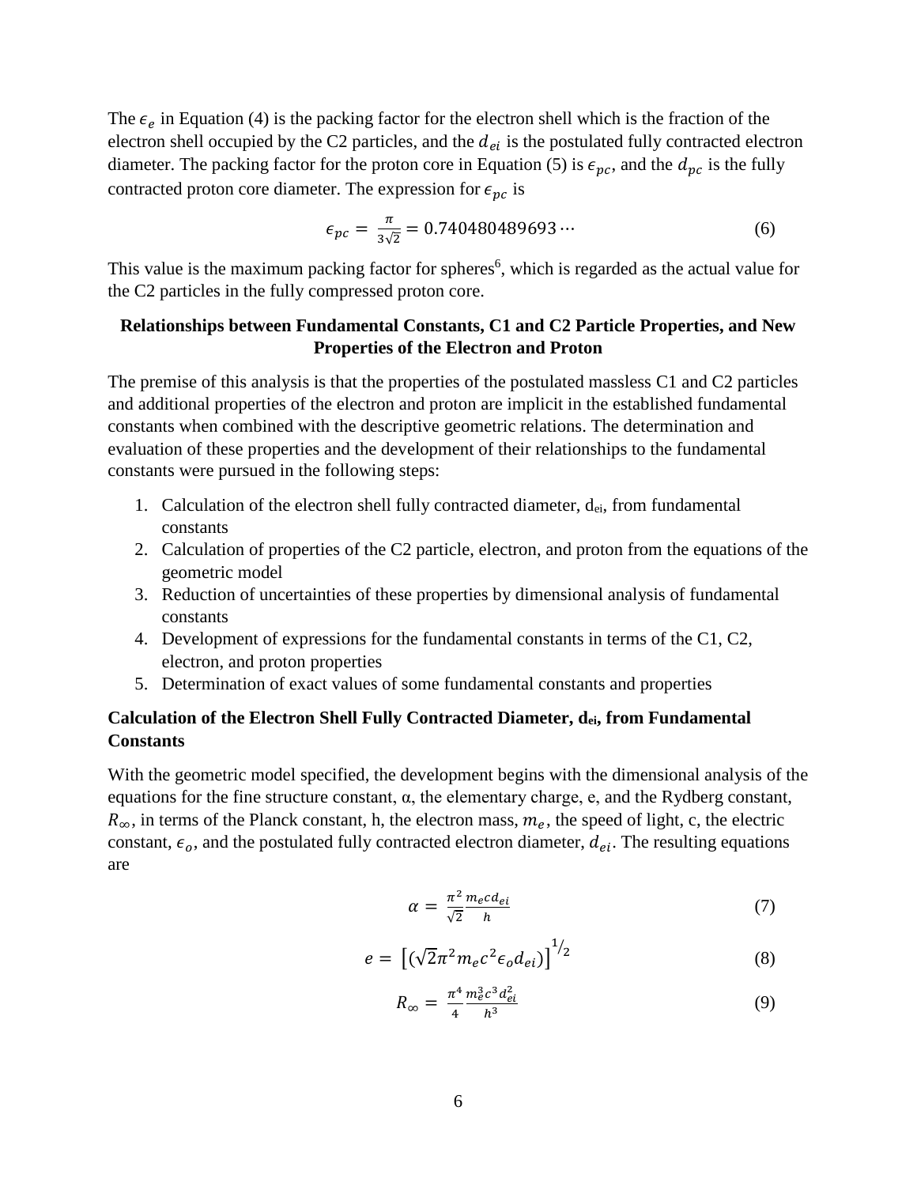The $\epsilon_e$ in Equation (4) is the packing factor for the electron shell which is the fraction of the electron shell occupied by the C2 particles, and the $d_{ei}$ is the postulated fully contracted electron diameter. The packing factor for the proton core in Equation (5) is $\epsilon_{pc}$, and the $d_{pc}$ is the fully contracted proton core diameter. The expression for $\epsilon_{pc}$ is

$$\epsilon_{pc} = \frac{\pi}{3\sqrt{2}} = 0.740480489693\cdots \tag{6}$$

This value is the maximum packing factor for spheres[6], which is regarded as the actual value for the C2 particles in the fully compressed proton core.

**Relationships between Fundamental Constants, C1 and C2 Particle Properties, and New Properties of the Electron and Proton**

The premise of this analysis is that the properties of the postulated massless C1 and C2 particles and additional properties of the electron and proton are implicit in the established fundamental constants when combined with the descriptive geometric relations. The determination and evaluation of these properties and the development of their relationships to the fundamental constants were pursued in the following steps:

1. Calculation of the electron shell fully contracted diameter, $d_{ei}$, from fundamental constants
2. Calculation of properties of the C2 particle, electron, and proton from the equations of the geometric model
3. Reduction of uncertainties of these properties by dimensional analysis of fundamental constants
4. Development of expressions for the fundamental constants in terms of the C1, C2, electron, and proton properties
5. Determination of exact values of some fundamental constants and properties

**Calculation of the Electron Shell Fully Contracted Diameter, $d_{ei}$, from Fundamental Constants**

With the geometric model specified, the development begins with the dimensional analysis of the equations for the fine structure constant, α, the elementary charge, e, and the Rydberg constant, $R_\infty$, in terms of the Planck constant, h, the electron mass, $m_e$, the speed of light, c, the electric constant, $\epsilon_o$, and the postulated fully contracted electron diameter, $d_{ei}$. The resulting equations are

$$\alpha = \frac{\pi^2}{\sqrt{2}}\frac{m_e c d_{ei}}{h} \tag{7}$$

$$e = \left[(\sqrt{2}\pi^2 m_e c^2 \epsilon_o d_{ei})\right]^{1/2} \tag{8}$$

$$R_\infty = \frac{\pi^4}{4}\frac{m_e^3 c^3 d_{ei}^2}{h^3} \tag{9}$$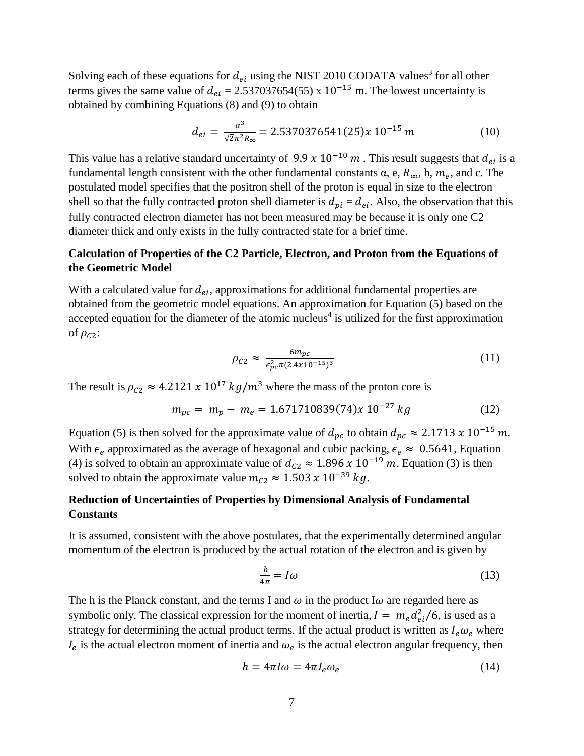Solving each of these equations for $d_{ei}$ using the NIST 2010 CODATA values[3] for all other terms gives the same value of $d_{ei}$ = 2.537037654(55) x $10^{-15}$ m. The lowest uncertainty is obtained by combining Equations (8) and (9) to obtain

$$d_{ei} = \frac{\alpha^3}{\sqrt{2}\pi^2 R_\infty} = 2.5370376541(25) x\, 10^{-15}\, m \tag{10}$$

This value has a relative standard uncertainty of $9.9\ x\ 10^{-10}\ m$ . This result suggests that $d_{ei}$ is a fundamental length consistent with the other fundamental constants α, e, $R_\infty$, h, $m_e$, and c. The postulated model specifies that the positron shell of the proton is equal in size to the electron shell so that the fully contracted proton shell diameter is $d_{pi} = d_{ei}$. Also, the observation that this fully contracted electron diameter has not been measured may be because it is only one C2 diameter thick and only exists in the fully contracted state for a brief time.

### Calculation of Properties of the C2 Particle, Electron, and Proton from the Equations of the Geometric Model

With a calculated value for $d_{ei}$, approximations for additional fundamental properties are obtained from the geometric model equations. An approximation for Equation (5) based on the accepted equation for the diameter of the atomic nucleus[4] is utilized for the first approximation of $\rho_{C2}$:

$$\rho_{C2} \approx \frac{6 m_{pc}}{\epsilon_{pc}^2 \pi (2.4x10^{-15})^3} \tag{11}$$

The result is $\rho_{C2} \approx 4.2121\ x\ 10^{17}\ kg/m^3$ where the mass of the proton core is

$$m_{pc} = m_p - m_e = 1.671710839(74) x\, 10^{-27}\, kg \tag{12}$$

Equation (5) is then solved for the approximate value of $d_{pc}$ to obtain $d_{pc} \approx 2.1713\ x\ 10^{-15}\ m$. With $\epsilon_e$ approximated as the average of hexagonal and cubic packing, $\epsilon_e \approx\ 0.5641$, Equation (4) is solved to obtain an approximate value of $d_{C2} \approx 1.896\ x\ 10^{-19}\ m$. Equation (3) is then solved to obtain the approximate value $m_{C2} \approx 1.503\ x\ 10^{-39}\ kg$.

### Reduction of Uncertainties of Properties by Dimensional Analysis of Fundamental Constants

It is assumed, consistent with the above postulates, that the experimentally determined angular momentum of the electron is produced by the actual rotation of the electron and is given by

$$\frac{h}{4\pi} = I\omega \tag{13}$$

The h is the Planck constant, and the terms I and $\omega$ in the product I$\omega$ are regarded here as symbolic only. The classical expression for the moment of inertia, $I = m_e d_{ei}^2/6$, is used as a strategy for determining the actual product terms. If the actual product is written as $I_e \omega_e$ where $I_e$ is the actual electron moment of inertia and $\omega_e$ is the actual electron angular frequency, then

$$h = 4\pi I\omega = 4\pi I_e \omega_e \tag{14}$$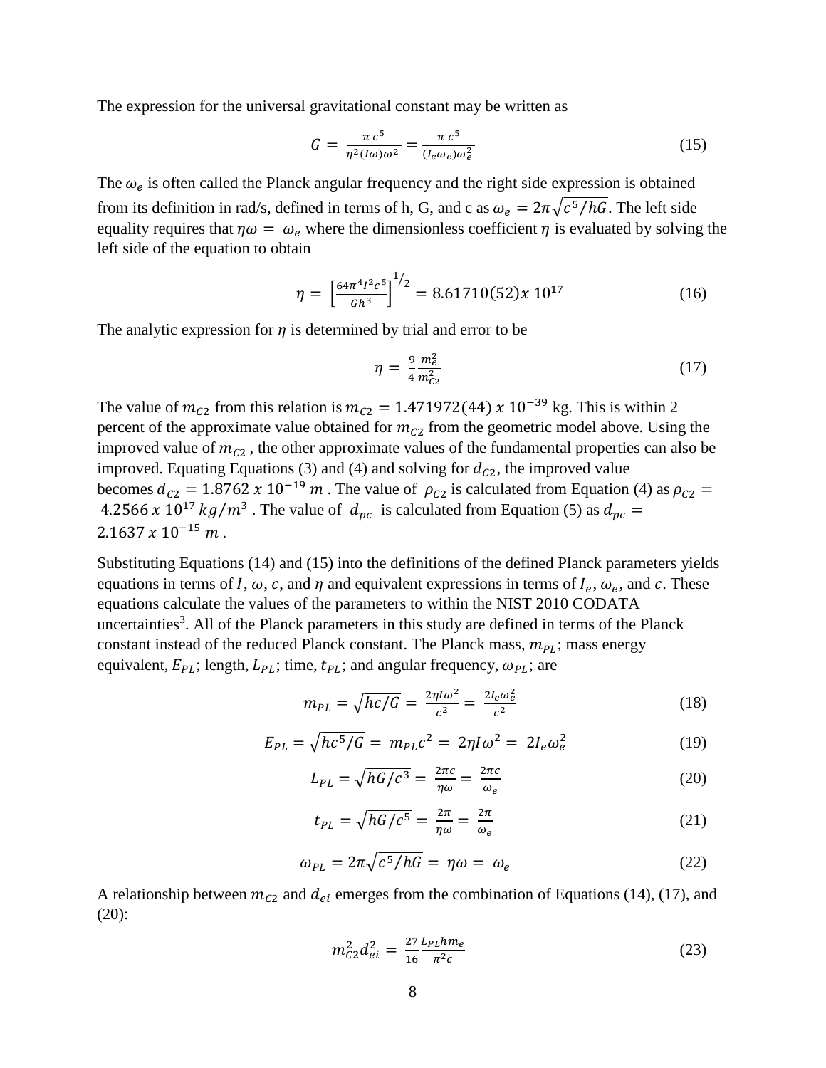The expression for the universal gravitational constant may be written as

$$G = \frac{\pi c^5}{\eta^2 (I\omega)\omega^2} = \frac{\pi c^5}{(I_e \omega_e)\omega_e^2} \tag{15}$$

The $\omega_e$ is often called the Planck angular frequency and the right side expression is obtained from its definition in rad/s, defined in terms of h, G, and c as $\omega_e = 2\pi\sqrt{c^5/hG}$. The left side equality requires that $\eta\omega = \omega_e$ where the dimensionless coefficient $\eta$ is evaluated by solving the left side of the equation to obtain

$$\eta = \left[\frac{64\pi^4 I^2 c^5}{Gh^3}\right]^{1/2} = 8.61710(52)x\ 10^{17} \tag{16}$$

The analytic expression for $\eta$ is determined by trial and error to be

$$\eta = \frac{9}{4}\frac{m_e^2}{m_{C2}^2} \tag{17}$$

The value of $m_{C2}$ from this relation is $m_{C2} = 1.471972(44)\ x\ 10^{-39}$ kg. This is within 2 percent of the approximate value obtained for $m_{C2}$ from the geometric model above. Using the improved value of $m_{C2}$ , the other approximate values of the fundamental properties can also be improved. Equating Equations (3) and (4) and solving for $d_{C2}$, the improved value becomes $d_{C2} = 1.8762\ x\ 10^{-19}\ m$ . The value of $\rho_{C2}$ is calculated from Equation (4) as $\rho_{C2} = 4.2566\ x\ 10^{17}\ kg/m^3$ . The value of $d_{pc}$ is calculated from Equation (5) as $d_{pc} = 2.1637\ x\ 10^{-15}\ m$ .

Substituting Equations (14) and (15) into the definitions of the defined Planck parameters yields equations in terms of $I$, $\omega$, $c$, and $\eta$ and equivalent expressions in terms of $I_e$, $\omega_e$, and $c$. These equations calculate the values of the parameters to within the NIST 2010 CODATA uncertainties[3]. All of the Planck parameters in this study are defined in terms of the Planck constant instead of the reduced Planck constant. The Planck mass, $m_{PL}$; mass energy equivalent, $E_{PL}$; length, $L_{PL}$; time, $t_{PL}$; and angular frequency, $\omega_{PL}$; are

$$m_{PL} = \sqrt{hc/G} = \frac{2\eta I\omega^2}{c^2} = \frac{2I_e\omega_e^2}{c^2} \tag{18}$$

$$E_{PL} = \sqrt{hc^5/G} = m_{PL}c^2 = 2\eta I\omega^2 = 2I_e\omega_e^2 \tag{19}$$

$$L_{PL} = \sqrt{hG/c^3} = \frac{2\pi c}{\eta\omega} = \frac{2\pi c}{\omega_e} \tag{20}$$

$$t_{PL} = \sqrt{hG/c^5} = \frac{2\pi}{\eta\omega} = \frac{2\pi}{\omega_e} \tag{21}$$

$$\omega_{PL} = 2\pi\sqrt{c^5/hG} = \eta\omega = \omega_e \tag{22}$$

A relationship between $m_{C2}$ and $d_{ei}$ emerges from the combination of Equations (14), (17), and (20):

$$m_{C2}^2 d_{ei}^2 = \frac{27}{16}\frac{L_{PL}hm_e}{\pi^2 c} \tag{23}$$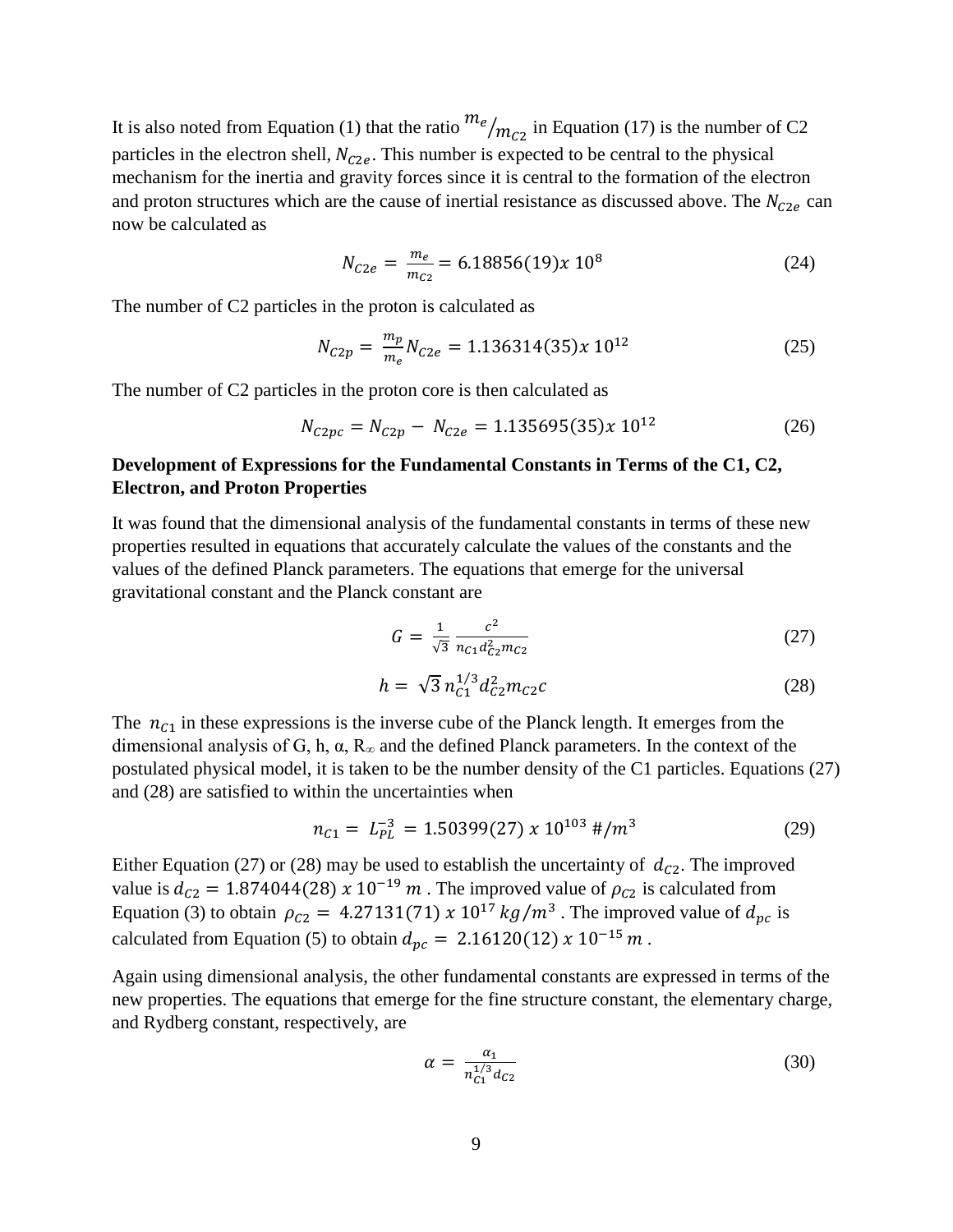It is also noted from Equation (1) that the ratio $m_e/m_{C2}$ in Equation (17) is the number of C2 particles in the electron shell, $N_{C2e}$. This number is expected to be central to the physical mechanism for the inertia and gravity forces since it is central to the formation of the electron and proton structures which are the cause of inertial resistance as discussed above. The $N_{C2e}$ can now be calculated as

$$N_{C2e} = \frac{m_e}{m_{C2}} = 6.18856(19)x\ 10^{8} \tag{24}$$

The number of C2 particles in the proton is calculated as

$$N_{C2p} = \frac{m_p}{m_e} N_{C2e} = 1.136314(35)x\ 10^{12} \tag{25}$$

The number of C2 particles in the proton core is then calculated as

$$N_{C2pc} = N_{C2p} - N_{C2e} = 1.135695(35)x\ 10^{12} \tag{26}$$

**Development of Expressions for the Fundamental Constants in Terms of the C1, C2, Electron, and Proton Properties**

It was found that the dimensional analysis of the fundamental constants in terms of these new properties resulted in equations that accurately calculate the values of the constants and the values of the defined Planck parameters. The equations that emerge for the universal gravitational constant and the Planck constant are

$$G = \frac{1}{\sqrt{3}} \frac{c^2}{n_{C1} d_{C2}^2 m_{C2}} \tag{27}$$

$$h = \sqrt{3}\, n_{C1}^{1/3} d_{C2}^2 m_{C2} c \tag{28}$$

The $n_{C1}$ in these expressions is the inverse cube of the Planck length. It emerges from the dimensional analysis of G, h, α, R∞ and the defined Planck parameters. In the context of the postulated physical model, it is taken to be the number density of the C1 particles. Equations (27) and (28) are satisfied to within the uncertainties when

$$n_{C1} = L_{PL}^{-3} = 1.50399(27)\ x\ 10^{103}\ \#/m^3 \tag{29}$$

Either Equation (27) or (28) may be used to establish the uncertainty of $d_{C2}$. The improved value is $d_{C2} = 1.874044(28)\ x\ 10^{-19}\ m$. The improved value of $\rho_{C2}$ is calculated from Equation (3) to obtain $\rho_{C2} = 4.27131(71)\ x\ 10^{17}\ kg/m^3$. The improved value of $d_{pc}$ is calculated from Equation (5) to obtain $d_{pc} = 2.16120(12)\ x\ 10^{-15}\ m$.

Again using dimensional analysis, the other fundamental constants are expressed in terms of the new properties. The equations that emerge for the fine structure constant, the elementary charge, and Rydberg constant, respectively, are

$$\alpha = \frac{\alpha_1}{n_{C1}^{1/3} d_{C2}} \tag{30}$$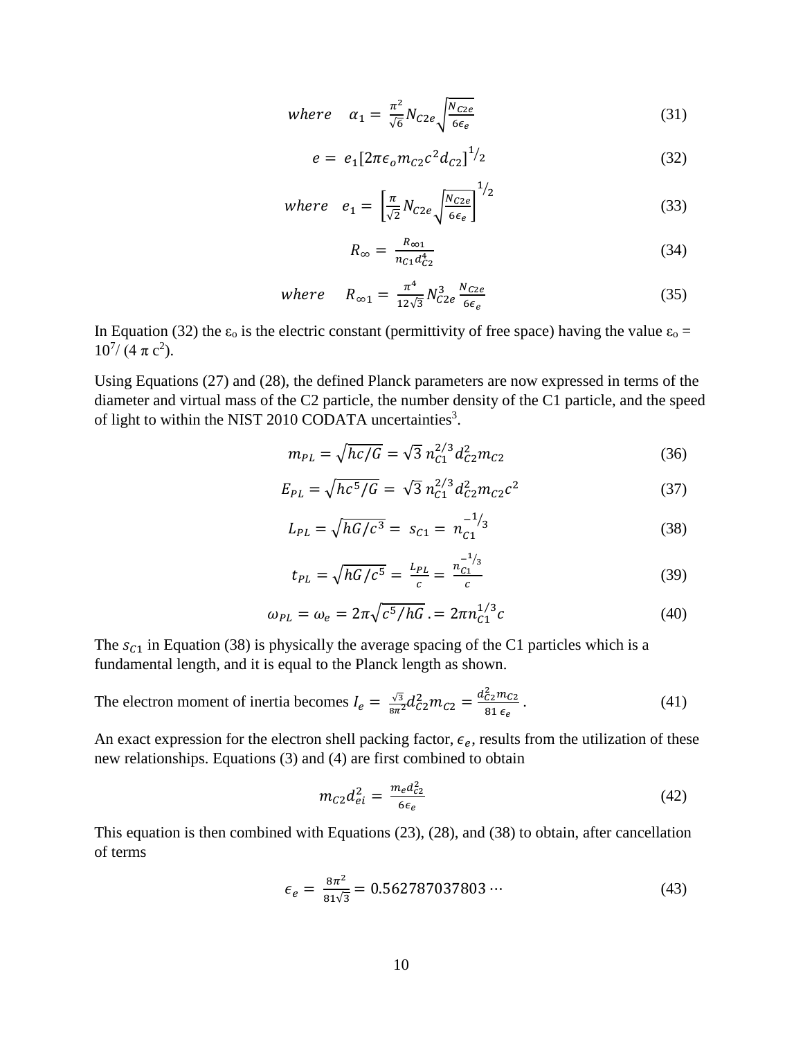$$where \quad \alpha_1 = \frac{\pi^2}{\sqrt{6}} N_{C2e} \sqrt{\frac{N_{C2e}}{6\epsilon_e}} \tag{31}$$

$$e = e_1 [2\pi\epsilon_o m_{C2} c^2 d_{C2}]^{1/2} \tag{32}$$

$$where \quad e_1 = \left[\frac{\pi}{\sqrt{2}} N_{C2e} \sqrt{\frac{N_{C2e}}{6\epsilon_e}}\right]^{1/2} \tag{33}$$

$$R_\infty = \frac{R_{\infty 1}}{n_{C1} d_{C2}^4} \tag{34}$$

$$where \quad R_{\infty 1} = \frac{\pi^4}{12\sqrt{3}} N_{C2e}^3 \frac{N_{C2e}}{6\epsilon_e} \tag{35}$$

In Equation (32) the $\varepsilon_o$ is the electric constant (permittivity of free space) having the value $\varepsilon_o = 10^7/(4\pi c^2)$.

Using Equations (27) and (28), the defined Planck parameters are now expressed in terms of the diameter and virtual mass of the C2 particle, the number density of the C1 particle, and the speed of light to within the NIST 2010 CODATA uncertainties[3].

$$m_{PL} = \sqrt{hc/G} = \sqrt{3}\, n_{C1}^{2/3} d_{C2}^2 m_{C2} \tag{36}$$

$$E_{PL} = \sqrt{hc^5/G} = \sqrt{3}\, n_{C1}^{2/3} d_{C2}^2 m_{C2} c^2 \tag{37}$$

$$L_{PL} = \sqrt{hG/c^3} = s_{C1} = n_{C1}^{-1/3} \tag{38}$$

$$t_{PL} = \sqrt{hG/c^5} = \frac{L_{PL}}{c} = \frac{n_{C1}^{-1/3}}{c} \tag{39}$$

$$\omega_{PL} = \omega_e = 2\pi\sqrt{c^5/hG} .= 2\pi n_{C1}^{1/3} c \tag{40}$$

The $s_{C1}$ in Equation (38) is physically the average spacing of the C1 particles which is a fundamental length, and it is equal to the Planck length as shown.

The electron moment of inertia becomes $I_e = \frac{\sqrt{3}}{8\pi^2} d_{C2}^2 m_{C2} = \frac{d_{C2}^2 m_{C2}}{81\,\epsilon_e}$. (41)

An exact expression for the electron shell packing factor, $\epsilon_e$, results from the utilization of these new relationships. Equations (3) and (4) are first combined to obtain

$$m_{C2} d_{ei}^2 = \frac{m_e d_{C2}^2}{6\epsilon_e} \tag{42}$$

This equation is then combined with Equations (23), (28), and (38) to obtain, after cancellation of terms

$$\epsilon_e = \frac{8\pi^2}{81\sqrt{3}} = 0.562787037803 \cdots \tag{43}$$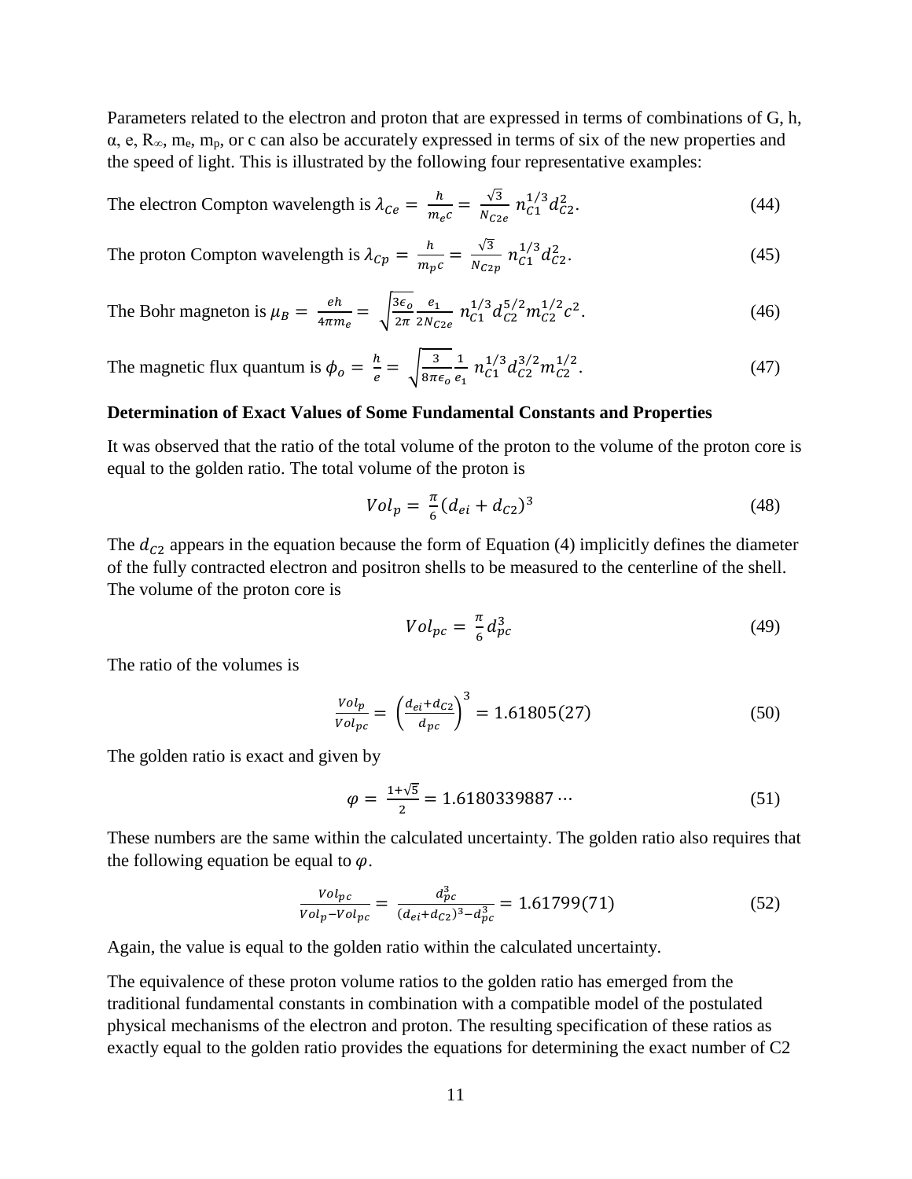Parameters related to the electron and proton that are expressed in terms of combinations of G, h, α, e, $R_\infty$, $m_e$, $m_p$, or c can also be accurately expressed in terms of six of the new properties and the speed of light. This is illustrated by the following four representative examples:

The electron Compton wavelength is $\lambda_{Ce} = \frac{h}{m_e c} = \frac{\sqrt{3}}{N_{C2e}} n_{C1}^{1/3} d_{C2}^2$. (44)

The proton Compton wavelength is $\lambda_{Cp} = \frac{h}{m_p c} = \frac{\sqrt{3}}{N_{C2p}} n_{C1}^{1/3} d_{C2}^2$. (45)

The Bohr magneton is $\mu_B = \frac{eh}{4\pi m_e} = \sqrt{\frac{3\epsilon_o}{2\pi}} \frac{e_1}{2N_{C2e}} n_{C1}^{1/3} d_{C2}^{5/2} m_{C2}^{1/2} c^2$. (46)

The magnetic flux quantum is $\phi_o = \frac{h}{e} = \sqrt{\frac{3}{8\pi\epsilon_o}} \frac{1}{e_1} n_{C1}^{1/3} d_{C2}^{3/2} m_{C2}^{1/2}$. (47)

**Determination of Exact Values of Some Fundamental Constants and Properties**

It was observed that the ratio of the total volume of the proton to the volume of the proton core is equal to the golden ratio. The total volume of the proton is

$$Vol_p = \frac{\pi}{6}(d_{ei} + d_{C2})^3 \tag{48}$$

The $d_{C2}$ appears in the equation because the form of Equation (4) implicitly defines the diameter of the fully contracted electron and positron shells to be measured to the centerline of the shell. The volume of the proton core is

$$Vol_{pc} = \frac{\pi}{6} d_{pc}^3 \tag{49}$$

The ratio of the volumes is

$$\frac{Vol_p}{Vol_{pc}} = \left(\frac{d_{ei} + d_{C2}}{d_{pc}}\right)^3 = 1.61805(27) \tag{50}$$

The golden ratio is exact and given by

$$\varphi = \frac{1+\sqrt{5}}{2} = 1.6180339887 \cdots \tag{51}$$

These numbers are the same within the calculated uncertainty. The golden ratio also requires that the following equation be equal to $\varphi$.

$$\frac{Vol_{pc}}{Vol_p - Vol_{pc}} = \frac{d_{pc}^3}{(d_{ei} + d_{C2})^3 - d_{pc}^3} = 1.61799(71) \tag{52}$$

Again, the value is equal to the golden ratio within the calculated uncertainty.

The equivalence of these proton volume ratios to the golden ratio has emerged from the traditional fundamental constants in combination with a compatible model of the postulated physical mechanisms of the electron and proton. The resulting specification of these ratios as exactly equal to the golden ratio provides the equations for determining the exact number of C2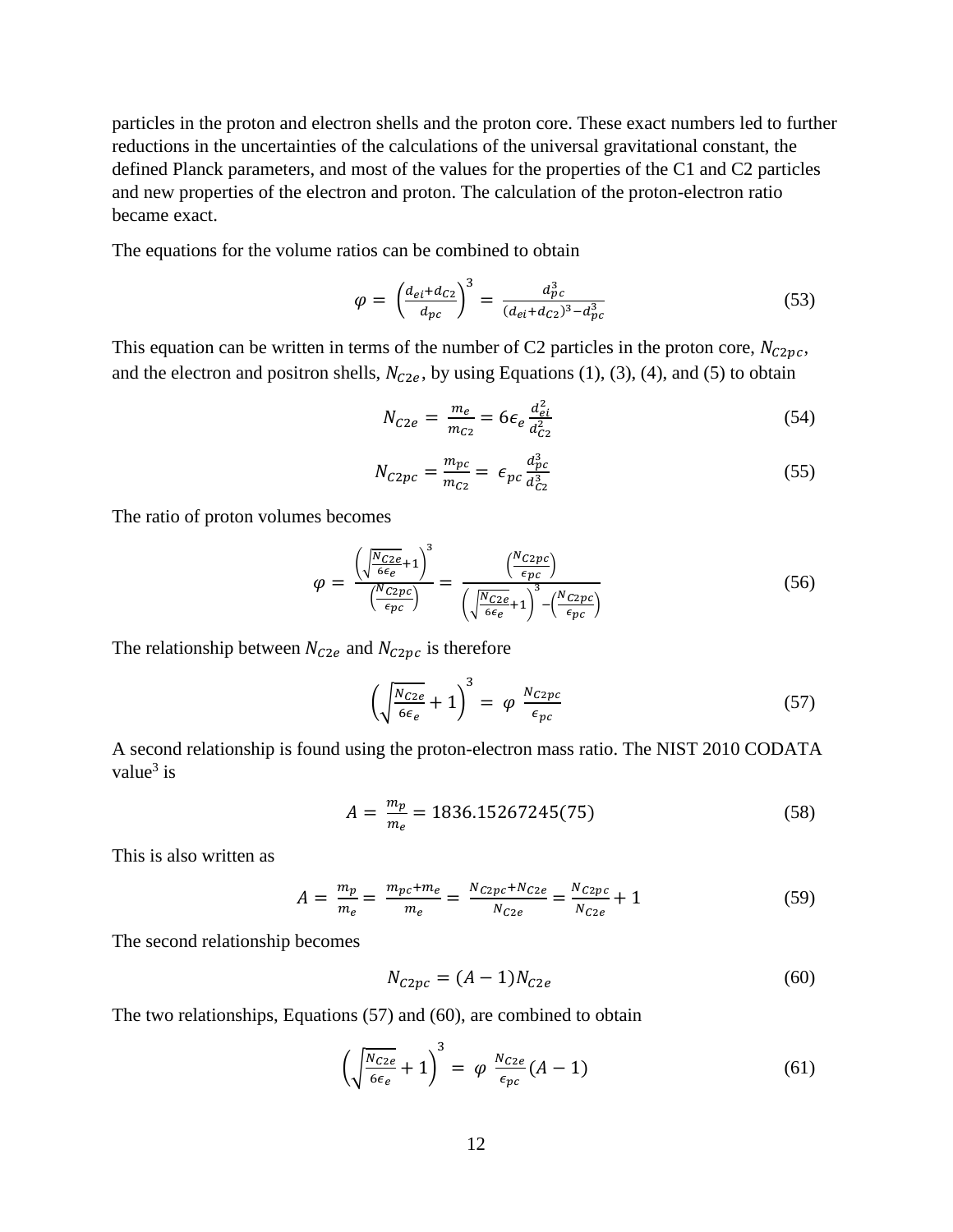particles in the proton and electron shells and the proton core. These exact numbers led to further reductions in the uncertainties of the calculations of the universal gravitational constant, the defined Planck parameters, and most of the values for the properties of the C1 and C2 particles and new properties of the electron and proton. The calculation of the proton-electron ratio became exact.

The equations for the volume ratios can be combined to obtain

$$\varphi = \left(\frac{d_{ei}+d_{C2}}{d_{pc}}\right)^3 = \frac{d_{pc}^3}{(d_{ei}+d_{C2})^3 - d_{pc}^3} \tag{53}$$

This equation can be written in terms of the number of C2 particles in the proton core, $N_{C2pc}$, and the electron and positron shells, $N_{C2e}$, by using Equations (1), (3), (4), and (5) to obtain

$$N_{C2e} = \frac{m_e}{m_{C2}} = 6\epsilon_e \frac{d_{ei}^2}{d_{C2}^2} \tag{54}$$

$$N_{C2pc} = \frac{m_{pc}}{m_{C2}} = \epsilon_{pc} \frac{d_{pc}^3}{d_{C2}^3} \tag{55}$$

The ratio of proton volumes becomes

$$\varphi = \frac{\left(\sqrt{\frac{N_{C2e}}{6\epsilon_e}}+1\right)^3}{\left(\frac{N_{C2pc}}{\epsilon_{pc}}\right)} = \frac{\left(\frac{N_{C2pc}}{\epsilon_{pc}}\right)}{\left(\sqrt{\frac{N_{C2e}}{6\epsilon_e}}+1\right)^3 - \left(\frac{N_{C2pc}}{\epsilon_{pc}}\right)} \tag{56}$$

The relationship between $N_{C2e}$ and $N_{C2pc}$ is therefore

$$\left(\sqrt{\frac{N_{C2e}}{6\epsilon_e}}+1\right)^3 = \varphi \, \frac{N_{C2pc}}{\epsilon_{pc}} \tag{57}$$

A second relationship is found using the proton-electron mass ratio. The NIST 2010 CODATA value[3] is

$$A = \frac{m_p}{m_e} = 1836.15267245(75) \tag{58}$$

This is also written as

$$A = \frac{m_p}{m_e} = \frac{m_{pc}+m_e}{m_e} = \frac{N_{C2pc}+N_{C2e}}{N_{C2e}} = \frac{N_{C2pc}}{N_{C2e}} + 1 \tag{59}$$

The second relationship becomes

$$N_{C2pc} = (A-1)N_{C2e} \tag{60}$$

The two relationships, Equations (57) and (60), are combined to obtain

$$\left(\sqrt{\frac{N_{C2e}}{6\epsilon_e}}+1\right)^3 = \varphi \, \frac{N_{C2e}}{\epsilon_{pc}}(A-1) \tag{61}$$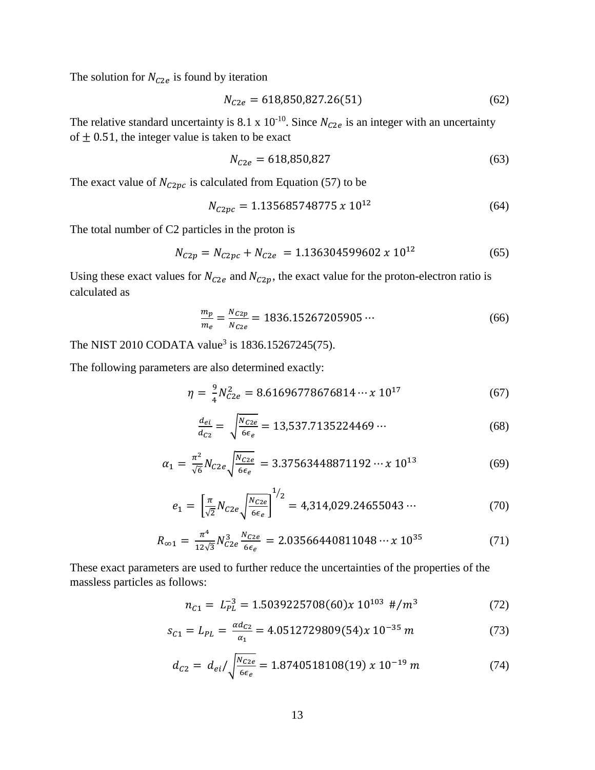The solution for $N_{C2e}$ is found by iteration

$$N_{C2e} = 618{,}850{,}827.26(51) \tag{62}$$

The relative standard uncertainty is 8.1 x $10^{-10}$. Since $N_{C2e}$ is an integer with an uncertainty of $\pm$ 0.51, the integer value is taken to be exact

$$N_{C2e} = 618{,}850{,}827 \tag{63}$$

The exact value of $N_{C2pc}$ is calculated from Equation (57) to be

$$N_{C2pc} = 1.135685748775 \; x \; 10^{12} \tag{64}$$

The total number of C2 particles in the proton is

$$N_{C2p} = N_{C2pc} + N_{C2e} \; = 1.136304599602 \; x \; 10^{12} \tag{65}$$

Using these exact values for $N_{C2e}$ and $N_{C2p}$, the exact value for the proton-electron ratio is calculated as

$$\frac{m_p}{m_e} = \frac{N_{C2p}}{N_{C2e}} = 1836.15267205905 \cdots \tag{66}$$

The NIST 2010 CODATA value[3] is 1836.15267245(75).

The following parameters are also determined exactly:

$$\eta = \; \frac{9}{4} N_{C2e}^2 = 8.61696778676814 \cdots x \; 10^{17} \tag{67}$$

$$\frac{d_{ei}}{d_{C2}} = \; \sqrt{\frac{N_{C2e}}{6\epsilon_e}} = 13{,}537.7135224469 \cdots \tag{68}$$

$$\alpha_1 = \; \frac{\pi^2}{\sqrt{6}} N_{C2e} \sqrt{\frac{N_{C2e}}{6\epsilon_e}} \; = 3.37563448871192 \cdots x \; 10^{13} \tag{69}$$

$$e_1 = \; \left[ \frac{\pi}{\sqrt{2}} N_{C2e} \sqrt{\frac{N_{C2e}}{6\epsilon_e}} \right]^{1/2} = 4{,}314{,}029.24655043 \cdots \tag{70}$$

$$R_{\infty 1} = \; \frac{\pi^4}{12\sqrt{3}} N_{C2e}^3 \frac{N_{C2e}}{6\epsilon_e} \; = 2.03566440811048 \cdots x \; 10^{35} \tag{71}$$

These exact parameters are used to further reduce the uncertainties of the properties of the massless particles as follows:

$$n_{C1} = \; L_{PL}^{-3} = 1.5039225708(60) x \; 10^{103} \; \#/m^3 \tag{72}$$

$$s_{C1} = L_{PL} = \; \frac{\alpha d_{C2}}{\alpha_1} = 4.0512729809(54) x \; 10^{-35} \; m \tag{73}$$

$$d_{C2} = \; d_{ei} / \sqrt{\frac{N_{C2e}}{6\epsilon_e}} = 1.8740518108(19) \; x \; 10^{-19} \; m \tag{74}$$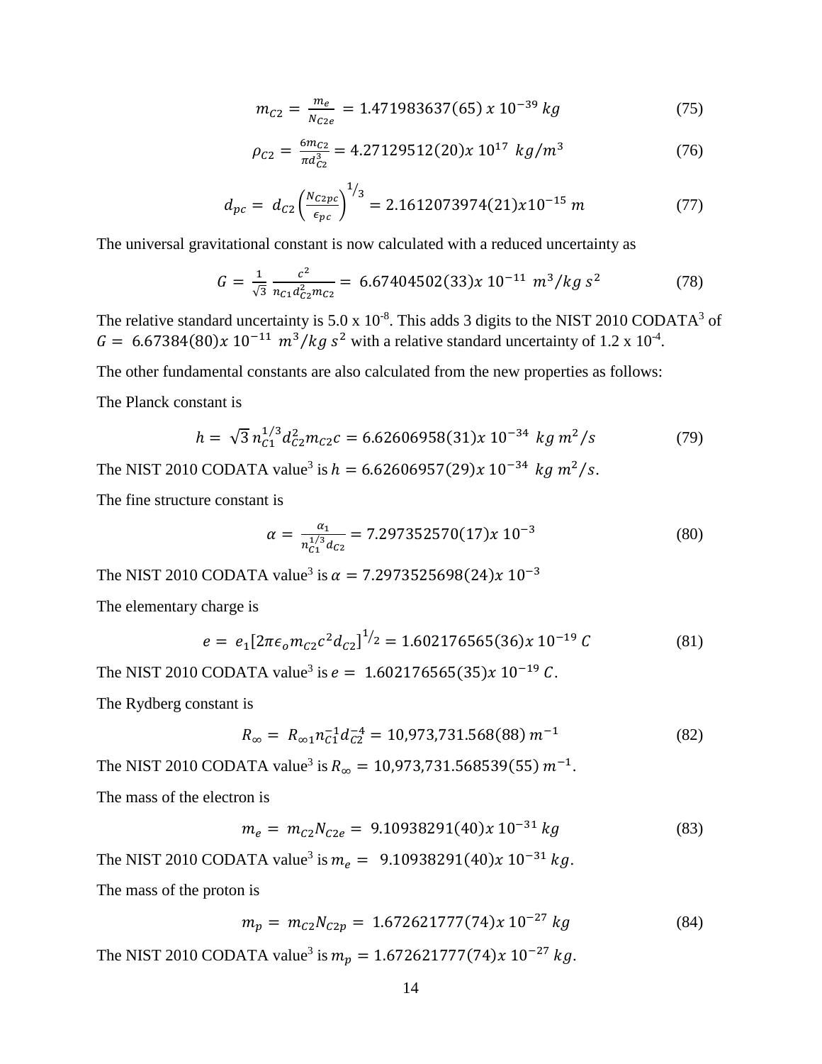$$m_{C2} = \frac{m_e}{N_{C2e}} = 1.471983637(65)\ x\ 10^{-39}\ kg \tag{75}$$

$$\rho_{C2} = \frac{6m_{C2}}{\pi d_{C2}^3} = 4.27129512(20)x\ 10^{17}\ \ kg/m^3 \tag{76}$$

$$d_{pc} = d_{C2}\left(\frac{N_{C2pc}}{\epsilon_{pc}}\right)^{1/3} = 2.1612073974(21)x10^{-15}\ m \tag{77}$$

The universal gravitational constant is now calculated with a reduced uncertainty as

$$G = \frac{1}{\sqrt{3}}\frac{c^2}{n_{C1}d_{C2}^2 m_{C2}} = 6.67404502(33)x\ 10^{-11}\ \ m^3/kg\ s^2 \tag{78}$$

The relative standard uncertainty is 5.0 x $10^{-8}$. This adds 3 digits to the NIST 2010 CODATA[3] of $G = 6.67384(80)x\ 10^{-11}\ \ m^3/kg\ s^2$ with a relative standard uncertainty of 1.2 x $10^{-4}$.

The other fundamental constants are also calculated from the new properties as follows:

The Planck constant is

$$h = \sqrt{3}\, n_{C1}^{1/3} d_{C2}^2 m_{C2} c = 6.62606958(31)x\ 10^{-34}\ \ kg\ m^2/s \tag{79}$$

The NIST 2010 CODATA value[3] is $h = 6.62606957(29)x\ 10^{-34}\ \ kg\ m^2/s$.

The fine structure constant is

$$\alpha = \frac{\alpha_1}{n_{C1}^{1/3} d_{C2}} = 7.297352570(17)x\ 10^{-3} \tag{80}$$

The NIST 2010 CODATA value[3] is $\alpha = 7.2973525698(24)x\ 10^{-3}$

The elementary charge is

$$e = e_1\left[2\pi\epsilon_o m_{C2} c^2 d_{C2}\right]^{1/2} = 1.602176565(36)x\ 10^{-19}\ C \tag{81}$$

The NIST 2010 CODATA value[3] is $e = 1.602176565(35)x\ 10^{-19}\ C$.

The Rydberg constant is

$$R_\infty = R_{\infty 1} n_{C1}^{-1} d_{C2}^{-4} = 10{,}973{,}731.568(88)\ m^{-1} \tag{82}$$

The NIST 2010 CODATA value[3] is $R_\infty = 10{,}973{,}731.568539(55)\ m^{-1}$.

The mass of the electron is

$$m_e = m_{C2} N_{C2e} = 9.10938291(40)x\ 10^{-31}\ kg \tag{83}$$

The NIST 2010 CODATA value[3] is $m_e = 9.10938291(40)x\ 10^{-31}\ kg$.

The mass of the proton is

$$m_p = m_{C2} N_{C2p} = 1.672621777(74)x\ 10^{-27}\ kg \tag{84}$$

The NIST 2010 CODATA value[3] is $m_p = 1.672621777(74)x\ 10^{-27}\ kg$.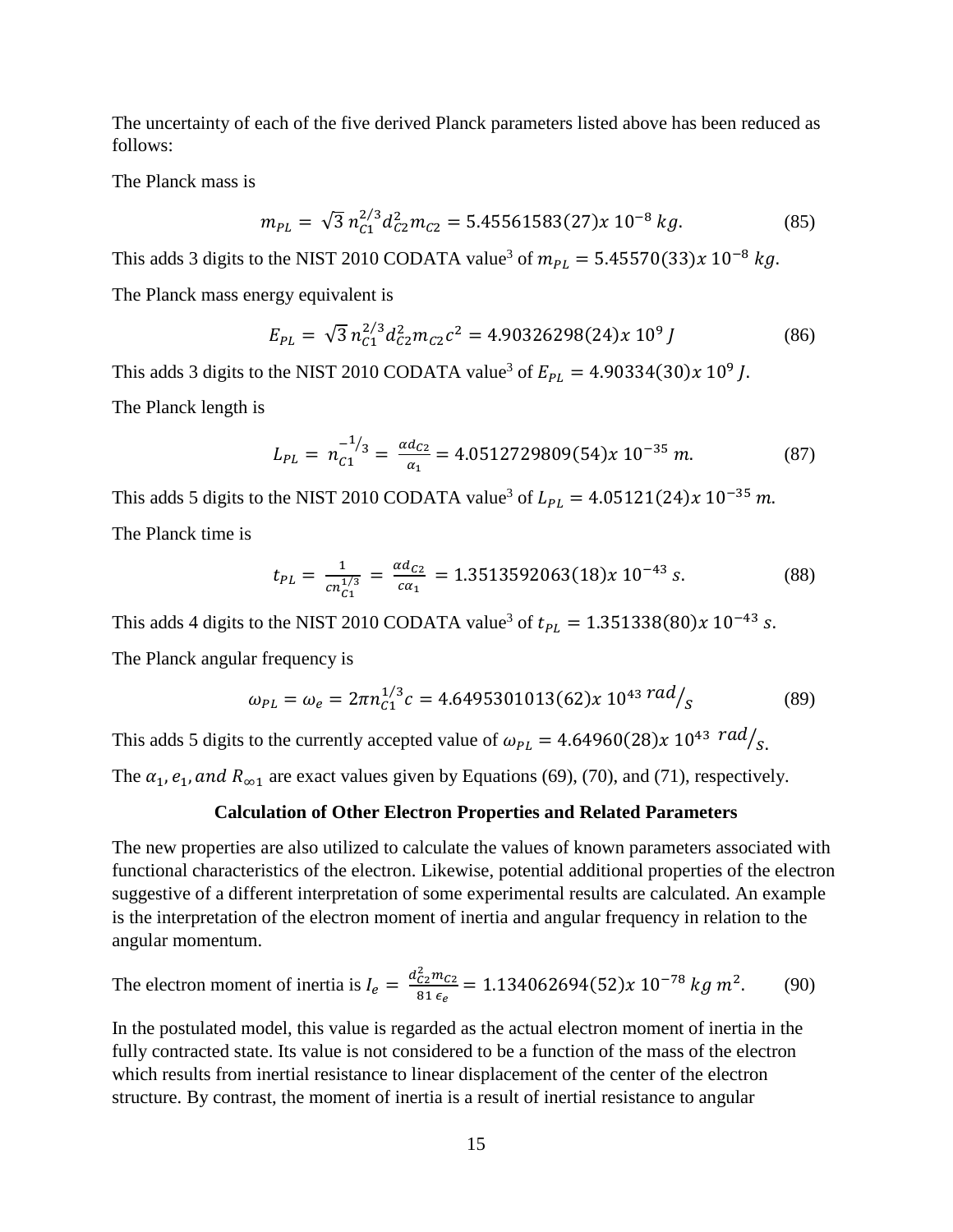The uncertainty of each of the five derived Planck parameters listed above has been reduced as follows:

The Planck mass is

$$m_{PL} = \sqrt{3}\, n_{C1}^{2/3} d_{C2}^{2} m_{C2} = 5.45561583(27)x\ 10^{-8}\ kg. \tag{85}$$

This adds 3 digits to the NIST 2010 CODATA value[3] of $m_{PL} = 5.45570(33)x\ 10^{-8}\ kg$.

The Planck mass energy equivalent is

$$E_{PL} = \sqrt{3}\, n_{C1}^{2/3} d_{C2}^{2} m_{C2} c^{2} = 4.90326298(24)x\ 10^{9}\ J \tag{86}$$

This adds 3 digits to the NIST 2010 CODATA value[3] of $E_{PL} = 4.90334(30)x\ 10^{9}\ J$.

The Planck length is

$$L_{PL} = n_{C1}^{-1/3} = \frac{\alpha d_{C2}}{\alpha_1} = 4.0512729809(54)x\ 10^{-35}\ m. \tag{87}$$

This adds 5 digits to the NIST 2010 CODATA value[3] of $L_{PL} = 4.05121(24)x\ 10^{-35}\ m$.

The Planck time is

$$t_{PL} = \frac{1}{c n_{C1}^{1/3}} = \frac{\alpha d_{C2}}{c \alpha_1} = 1.3513592063(18)x\ 10^{-43}\ s. \tag{88}$$

This adds 4 digits to the NIST 2010 CODATA value[3] of $t_{PL} = 1.351338(80)x\ 10^{-43}\ s$.

The Planck angular frequency is

$$\omega_{PL} = \omega_e = 2\pi n_{C1}^{1/3} c = 4.6495301013(62)x\ 10^{43}\ {}^{rad}/_{s} \tag{89}$$

This adds 5 digits to the currently accepted value of $\omega_{PL} = 4.64960(28)x\ 10^{43}\ {}^{rad}/_{s}$.

The $\alpha_1, e_1, and\ R_{\infty 1}$ are exact values given by Equations (69), (70), and (71), respectively.

## Calculation of Other Electron Properties and Related Parameters

The new properties are also utilized to calculate the values of known parameters associated with functional characteristics of the electron. Likewise, potential additional properties of the electron suggestive of a different interpretation of some experimental results are calculated. An example is the interpretation of the electron moment of inertia and angular frequency in relation to the angular momentum.

The electron moment of inertia is $I_e = \frac{d_{C2}^{2} m_{C2}}{81\, \epsilon_e} = 1.134062694(52)x\ 10^{-78}\ kg\ m^{2}.$ (90)

In the postulated model, this value is regarded as the actual electron moment of inertia in the fully contracted state. Its value is not considered to be a function of the mass of the electron which results from inertial resistance to linear displacement of the center of the electron structure. By contrast, the moment of inertia is a result of inertial resistance to angular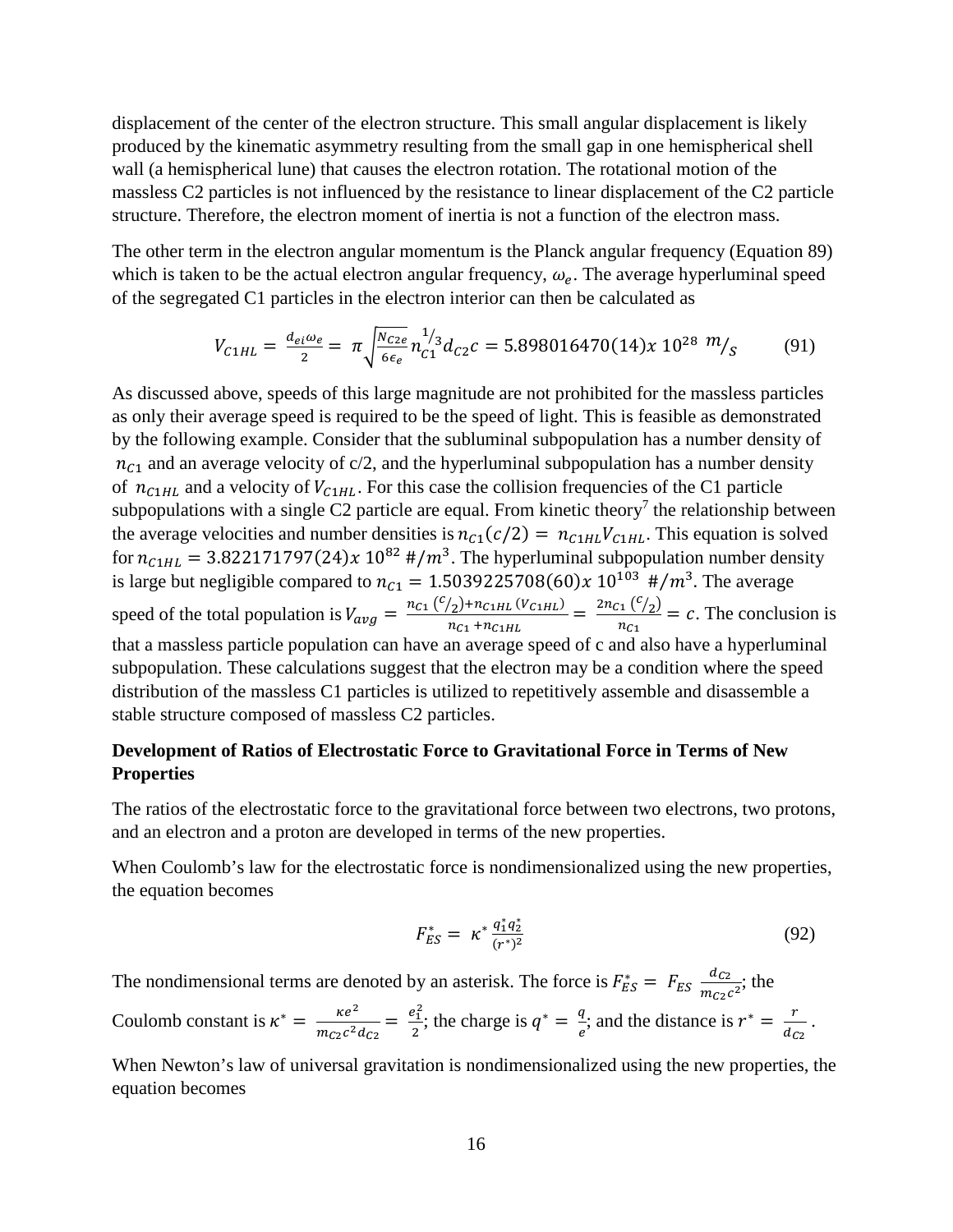displacement of the center of the electron structure. This small angular displacement is likely produced by the kinematic asymmetry resulting from the small gap in one hemispherical shell wall (a hemispherical lune) that causes the electron rotation. The rotational motion of the massless C2 particles is not influenced by the resistance to linear displacement of the C2 particle structure. Therefore, the electron moment of inertia is not a function of the electron mass.

The other term in the electron angular momentum is the Planck angular frequency (Equation 89) which is taken to be the actual electron angular frequency, $\omega_e$. The average hyperluminal speed of the segregated C1 particles in the electron interior can then be calculated as

$$V_{C1HL} = \frac{d_{ei}\omega_e}{2} = \pi\sqrt{\frac{N_{C2e}}{6\epsilon_e}}\, n_{C1}^{1/3} d_{C2} c = 5.898016470(14)x\ 10^{28}\ m/_{S} \qquad (91)$$

As discussed above, speeds of this large magnitude are not prohibited for the massless particles as only their average speed is required to be the speed of light. This is feasible as demonstrated by the following example. Consider that the subluminal subpopulation has a number density of $n_{C1}$ and an average velocity of c/2, and the hyperluminal subpopulation has a number density of $n_{C1HL}$ and a velocity of $V_{C1HL}$. For this case the collision frequencies of the C1 particle subpopulations with a single C2 particle are equal. From kinetic theory[7] the relationship between the average velocities and number densities is $n_{C1}(c/2) = n_{C1HL}V_{C1HL}$. This equation is solved for $n_{C1HL} = 3.822171797(24)x\ 10^{82}\ \#/m^3$. The hyperluminal subpopulation number density is large but negligible compared to $n_{C1} = 1.5039225708(60)x\ 10^{103}\ \#/m^3$. The average speed of the total population is $V_{avg} = \frac{n_{C1}\,(^{c}/_{2}) + n_{C1HL}\,(V_{C1HL})}{n_{C1} + n_{C1HL}} = \frac{2n_{C1}\,(^{c}/_{2})}{n_{C1}} = c$. The conclusion is that a massless particle population can have an average speed of c and also have a hyperluminal subpopulation. These calculations suggest that the electron may be a condition where the speed distribution of the massless C1 particles is utilized to repetitively assemble and disassemble a stable structure composed of massless C2 particles.

**Development of Ratios of Electrostatic Force to Gravitational Force in Terms of New Properties**

The ratios of the electrostatic force to the gravitational force between two electrons, two protons, and an electron and a proton are developed in terms of the new properties.

When Coulomb's law for the electrostatic force is nondimensionalized using the new properties, the equation becomes

$$F_{ES}^{*} = \kappa^{*}\frac{q_1^{*}q_2^{*}}{(r^{*})^2} \qquad (92)$$

The nondimensional terms are denoted by an asterisk. The force is $F_{ES}^{*} = F_{ES}\frac{d_{C2}}{m_{C2}c^2}$; the Coulomb constant is $\kappa^{*} = \frac{\kappa e^2}{m_{C2}c^2 d_{C2}} = \frac{e_1^2}{2}$; the charge is $q^{*} = \frac{q}{e}$; and the distance is $r^{*} = \frac{r}{d_{C2}}$.

When Newton's law of universal gravitation is nondimensionalized using the new properties, the equation becomes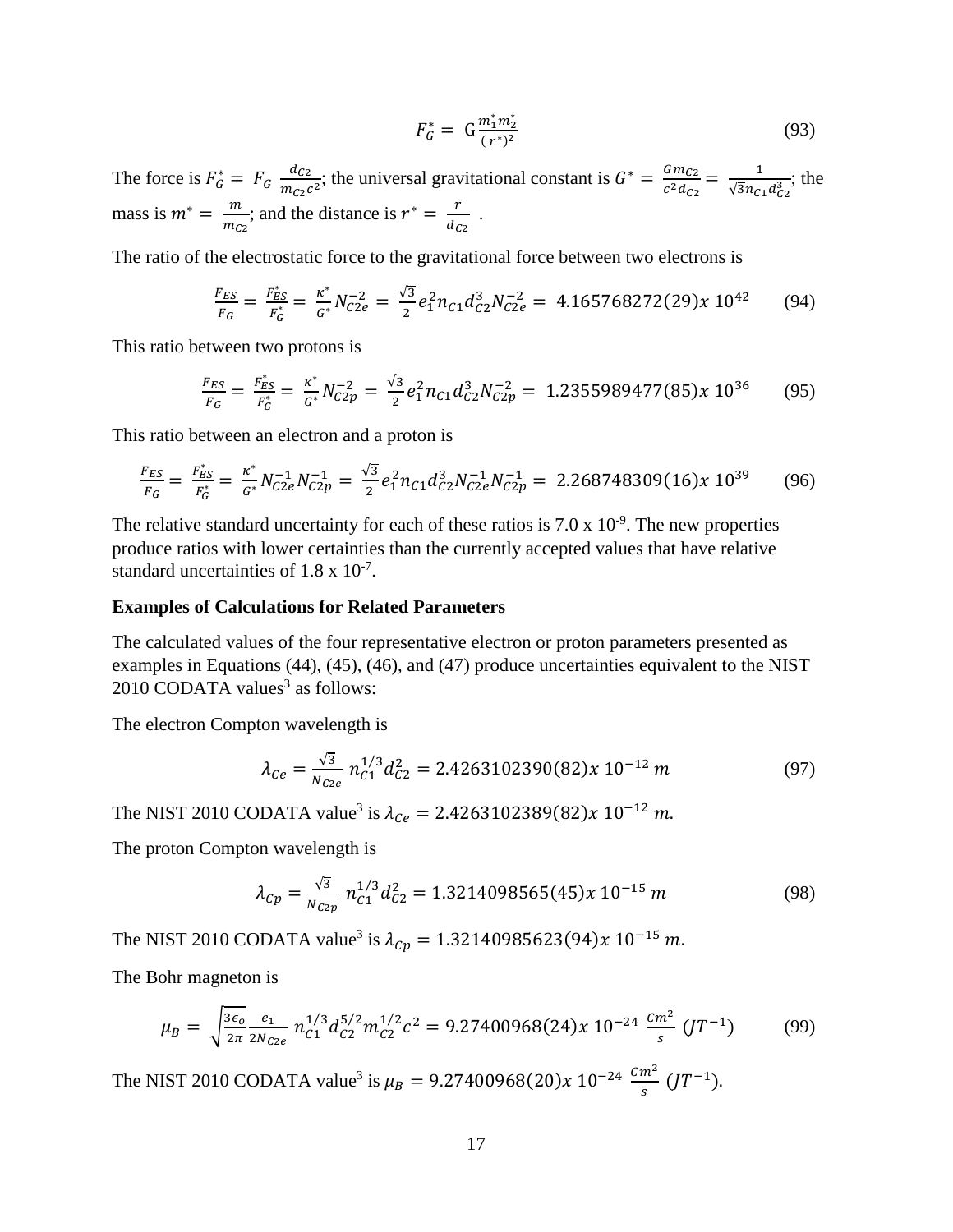$$F_G^* = \mathrm{G}\frac{m_1^* m_2^*}{(r^*)^2} \tag{93}$$

The force is $F_G^* = F_G \frac{d_{C2}}{m_{C2}c^2}$; the universal gravitational constant is $G^* = \frac{G m_{C2}}{c^2 d_{C2}} = \frac{1}{\sqrt{3} n_{C1} d_{C2}^3}$; the mass is $m^* = \frac{m}{m_{C2}}$; and the distance is $r^* = \frac{r}{d_{C2}}$ .

The ratio of the electrostatic force to the gravitational force between two electrons is

$$\frac{F_{ES}}{F_G} = \frac{F_{ES}^*}{F_G^*} = \frac{\kappa^*}{G^*} N_{C2e}^{-2} = \frac{\sqrt{3}}{2} e_1^2 n_{C1} d_{C2}^3 N_{C2e}^{-2} = 4.165768272(29) x\ 10^{42} \tag{94}$$

This ratio between two protons is

$$\frac{F_{ES}}{F_G} = \frac{F_{ES}^*}{F_G^*} = \frac{\kappa^*}{G^*} N_{C2p}^{-2} = \frac{\sqrt{3}}{2} e_1^2 n_{C1} d_{C2}^3 N_{C2p}^{-2} = 1.2355989477(85) x\ 10^{36} \tag{95}$$

This ratio between an electron and a proton is

$$\frac{F_{ES}}{F_G} = \frac{F_{ES}^*}{F_G^*} = \frac{\kappa^*}{G^*} N_{C2e}^{-1} N_{C2p}^{-1} = \frac{\sqrt{3}}{2} e_1^2 n_{C1} d_{C2}^3 N_{C2e}^{-1} N_{C2p}^{-1} = 2.268748309(16) x\ 10^{39} \tag{96}$$

The relative standard uncertainty for each of these ratios is 7.0 x $10^{-9}$. The new properties produce ratios with lower certainties than the currently accepted values that have relative standard uncertainties of 1.8 x $10^{-7}$.

**Examples of Calculations for Related Parameters**

The calculated values of the four representative electron or proton parameters presented as examples in Equations (44), (45), (46), and (47) produce uncertainties equivalent to the NIST 2010 CODATA values[3] as follows:

The electron Compton wavelength is

$$\lambda_{Ce} = \frac{\sqrt{3}}{N_{C2e}}\ n_{C1}^{1/3} d_{C2}^2 = 2.4263102390(82) x\ 10^{-12}\ m \tag{97}$$

The NIST 2010 CODATA value[3] is $\lambda_{Ce} = 2.4263102389(82) x\ 10^{-12}\ m$.

The proton Compton wavelength is

$$\lambda_{Cp} = \frac{\sqrt{3}}{N_{C2p}}\ n_{C1}^{1/3} d_{C2}^2 = 1.3214098565(45) x\ 10^{-15}\ m \tag{98}$$

The NIST 2010 CODATA value[3] is $\lambda_{Cp} = 1.32140985623(94) x\ 10^{-15}\ m$.

The Bohr magneton is

$$\mu_B = \sqrt{\frac{3\epsilon_o}{2\pi}} \frac{e_1}{2N_{C2e}}\ n_{C1}^{1/3} d_{C2}^{5/2} m_{C2}^{1/2} c^2 = 9.27400968(24) x\ 10^{-24}\ \frac{Cm^2}{s}\ (JT^{-1}) \tag{99}$$

The NIST 2010 CODATA value[3] is $\mu_B = 9.27400968(20) x\ 10^{-24}\ \frac{Cm^2}{s}\ (JT^{-1})$.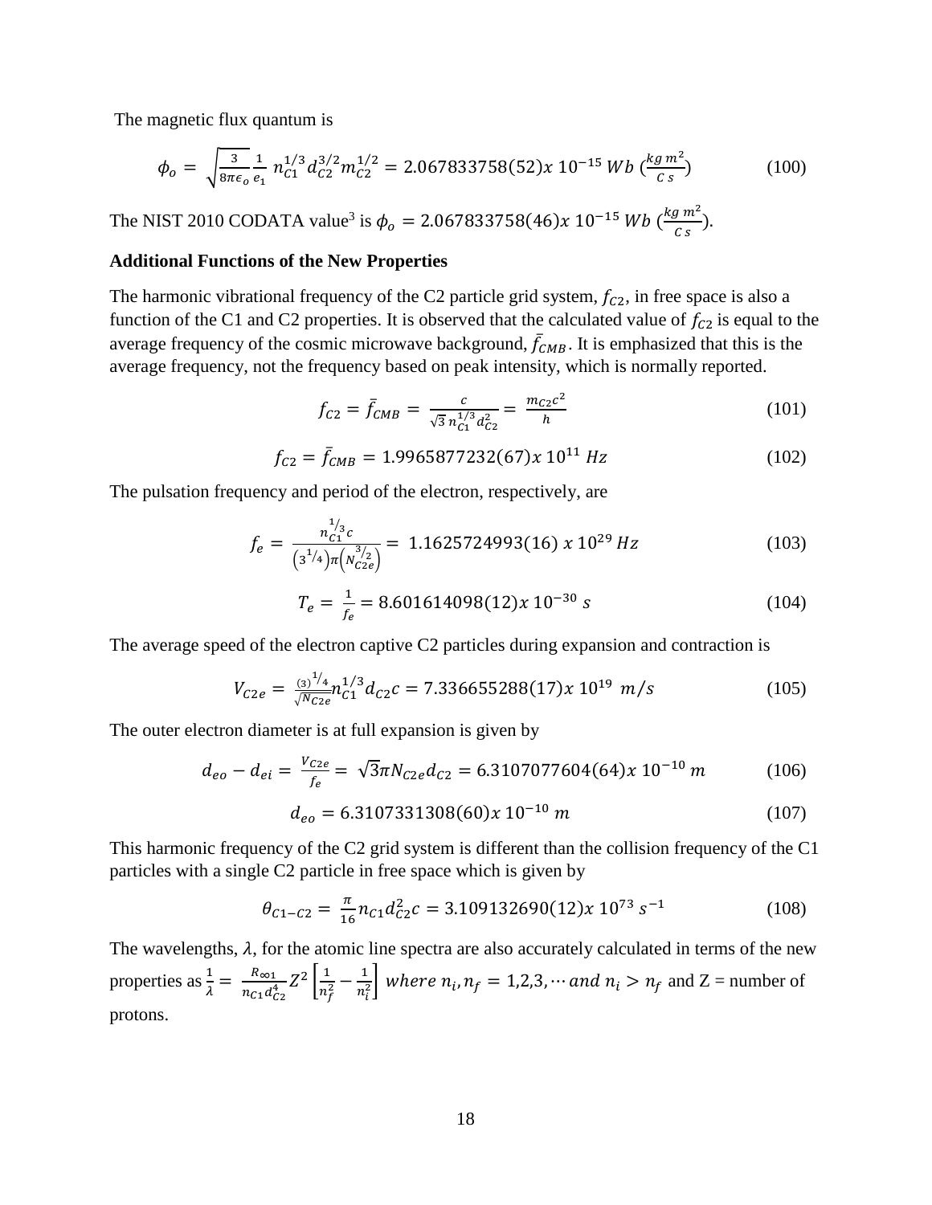The magnetic flux quantum is

$$\phi_o = \sqrt{\frac{3}{8\pi\epsilon_o}} \frac{1}{e_1} n_{C1}^{1/3} d_{C2}^{3/2} m_{C2}^{1/2} = 2.067833758(52)x\ 10^{-15}\ Wb\ (\frac{kg\ m^2}{C\ s}) \tag{100}$$

The NIST 2010 CODATA value[3] is $\phi_o = 2.067833758(46)x\ 10^{-15}\ Wb\ (\frac{kg\ m^2}{C\ s})$.

**Additional Functions of the New Properties**

The harmonic vibrational frequency of the C2 particle grid system, $f_{C2}$, in free space is also a function of the C1 and C2 properties. It is observed that the calculated value of $f_{C2}$ is equal to the average frequency of the cosmic microwave background, $\bar{f}_{CMB}$. It is emphasized that this is the average frequency, not the frequency based on peak intensity, which is normally reported.

$$f_{C2} = \bar{f}_{CMB} = \frac{c}{\sqrt{3}\, n_{C1}^{1/3} d_{C2}^2} = \frac{m_{C2}c^2}{h} \tag{101}$$

$$f_{C2} = \bar{f}_{CMB} = 1.9965877232(67)x\ 10^{11}\ Hz \tag{102}$$

The pulsation frequency and period of the electron, respectively, are

$$f_e = \frac{n_{C1}^{1/3} c}{\left(3^{1/4}\right)\pi\left(N_{C2e}^{3/2}\right)} = 1.1625724993(16)\ x\ 10^{29}\ Hz \tag{103}$$

$$T_e = \frac{1}{f_e} = 8.601614098(12)x\ 10^{-30}\ s \tag{104}$$

The average speed of the electron captive C2 particles during expansion and contraction is

$$V_{C2e} = \frac{(3)^{1/4}}{\sqrt{N_{C2e}}} n_{C1}^{1/3} d_{C2} c = 7.336655288(17)x\ 10^{19}\ m/s \tag{105}$$

The outer electron diameter is at full expansion is given by

$$d_{eo} - d_{ei} = \frac{V_{C2e}}{f_e} = \sqrt{3}\pi N_{C2e} d_{C2} = 6.3107077604(64)x\ 10^{-10}\ m \tag{106}$$

$$d_{eo} = 6.3107331308(60)x\ 10^{-10}\ m \tag{107}$$

This harmonic frequency of the C2 grid system is different than the collision frequency of the C1 particles with a single C2 particle in free space which is given by

$$\theta_{C1-C2} = \frac{\pi}{16} n_{C1} d_{C2}^2 c = 3.109132690(12)x\ 10^{73}\ s^{-1} \tag{108}$$

The wavelengths, $\lambda$, for the atomic line spectra are also accurately calculated in terms of the new properties as $\frac{1}{\lambda} = \frac{R_{\infty 1}}{n_{C1} d_{C2}^4} Z^2 \left[\frac{1}{n_f^2} - \frac{1}{n_i^2}\right]$ *where* $n_i, n_f = 1,2,3, \cdots$ *and* $n_i > n_f$ and Z = number of protons.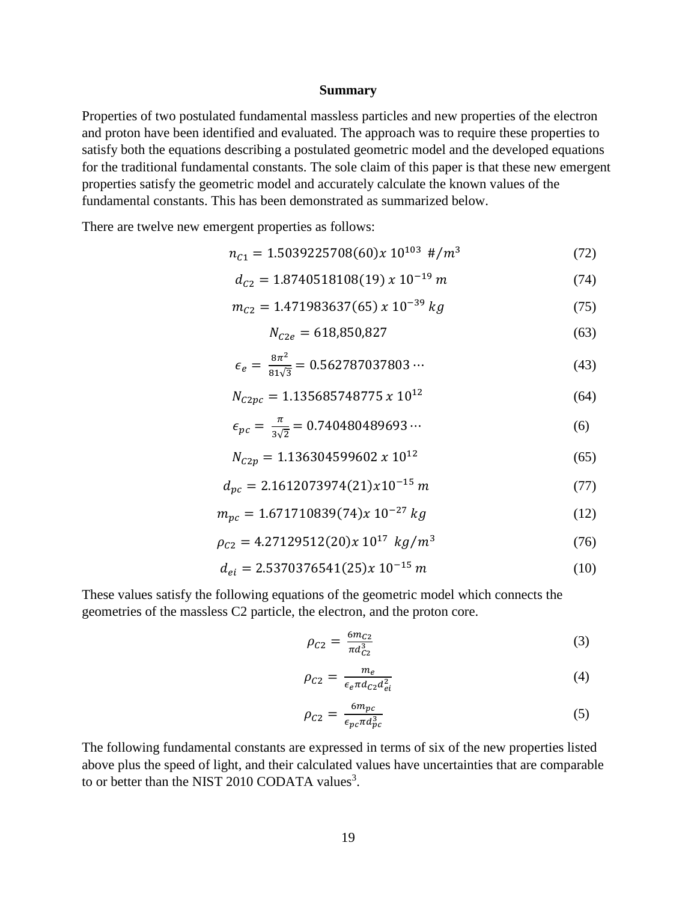**Summary**

Properties of two postulated fundamental massless particles and new properties of the electron and proton have been identified and evaluated. The approach was to require these properties to satisfy both the equations describing a postulated geometric model and the developed equations for the traditional fundamental constants. The sole claim of this paper is that these new emergent properties satisfy the geometric model and accurately calculate the known values of the fundamental constants. This has been demonstrated as summarized below.

There are twelve new emergent properties as follows:

$$n_{C1} = 1.5039225708(60)x\ 10^{103}\ \ \#/m^3 \tag{72}$$

$$d_{C2} = 1.8740518108(19)\ x\ 10^{-19}\ m \tag{74}$$

$$m_{C2} = 1.471983637(65)\ x\ 10^{-39}\ kg \tag{75}$$

$$N_{C2e} = 618{,}850{,}827 \tag{63}$$

$$\epsilon_e = \frac{8\pi^2}{81\sqrt{3}} = 0.562787037803\cdots \tag{43}$$

$$N_{C2pc} = 1.135685748775\ x\ 10^{12} \tag{64}$$

$$\epsilon_{pc} = \frac{\pi}{3\sqrt{2}} = 0.740480489693\cdots \tag{6}$$

$$N_{C2p} = 1.136304599602\ x\ 10^{12} \tag{65}$$

$$d_{pc} = 2.1612073974(21)x10^{-15}\ m \tag{77}$$

$$m_{pc} = 1.671710839(74)x\ 10^{-27}\ kg \tag{12}$$

$$\rho_{C2} = 4.27129512(20)x\ 10^{17}\ \ kg/m^3 \tag{76}$$

$$d_{ei} = 2.5370376541(25)x\ 10^{-15}\ m \tag{10}$$

These values satisfy the following equations of the geometric model which connects the geometries of the massless C2 particle, the electron, and the proton core.

$$\rho_{C2} = \frac{6m_{C2}}{\pi d_{C2}^3} \tag{3}$$

$$\rho_{C2} = \frac{m_e}{\epsilon_e \pi d_{C2} d_{ei}^2} \tag{4}$$

$$\rho_{C2} = \frac{6m_{pc}}{\epsilon_{pc} \pi d_{pc}^3} \tag{5}$$

The following fundamental constants are expressed in terms of six of the new properties listed above plus the speed of light, and their calculated values have uncertainties that are comparable to or better than the NIST 2010 CODATA values[3].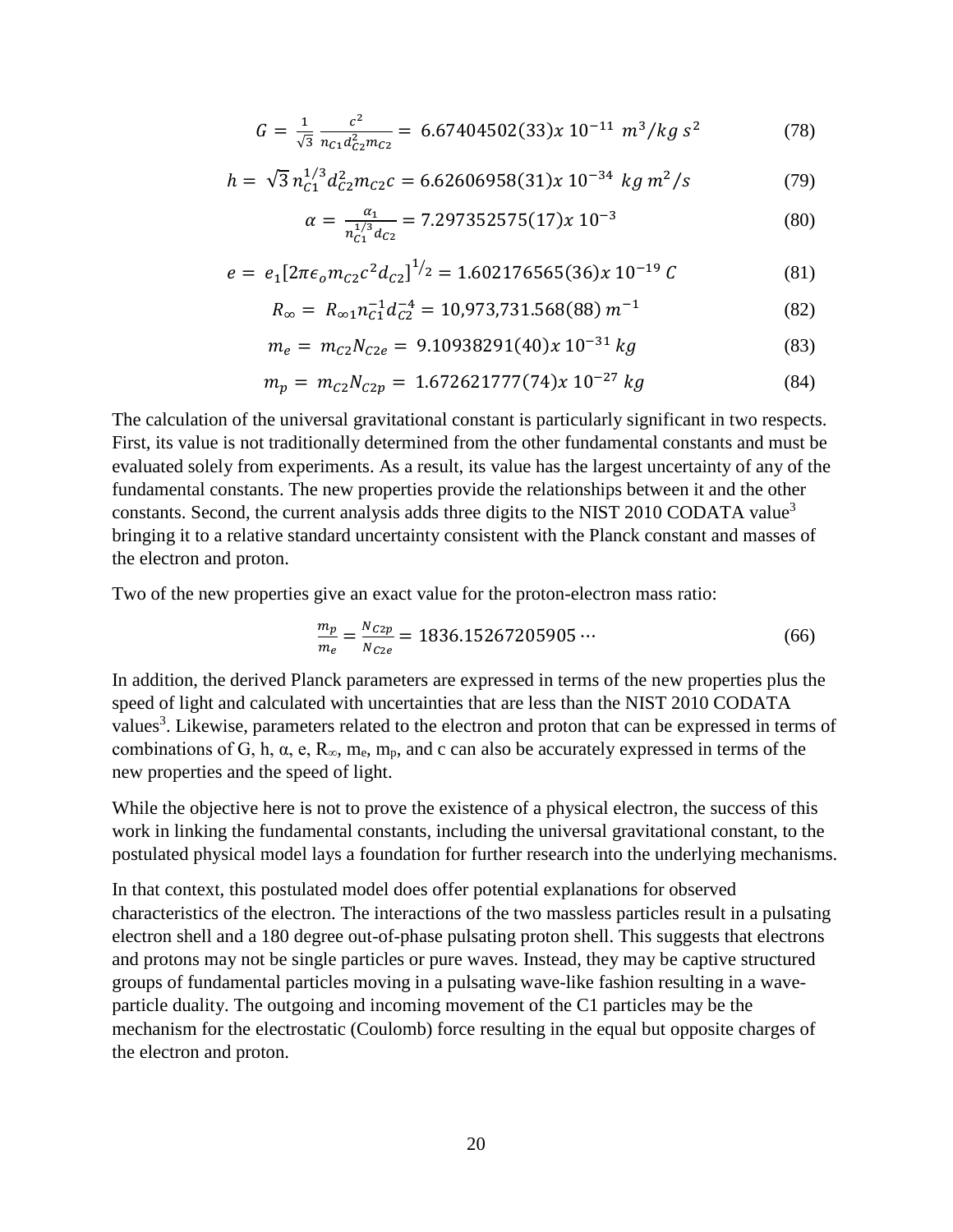$$G = \frac{1}{\sqrt{3}} \frac{c^2}{n_{C1} d_{C2}^2 m_{C2}} = 6.67404502(33) x\ 10^{-11}\ m^3/kg\ s^2 \tag{78}$$

$$h = \sqrt{3}\, n_{C1}^{1/3} d_{C2}^2 m_{C2} c = 6.62606958(31) x\ 10^{-34}\ kg\ m^2/s \tag{79}$$

$$\alpha = \frac{\alpha_1}{n_{C1}^{1/3} d_{C2}} = 7.297352575(17) x\ 10^{-3} \tag{80}$$

$$e = e_1 [2\pi \epsilon_o m_{C2} c^2 d_{C2}]^{1/2} = 1.602176565(36) x\ 10^{-19}\ C \tag{81}$$

$$R_\infty = R_{\infty 1} n_{C1}^{-1} d_{C2}^{-4} = 10{,}973{,}731.568(88)\ m^{-1} \tag{82}$$

$$m_e = m_{C2} N_{C2e} = 9.10938291(40) x\ 10^{-31}\ kg \tag{83}$$

$$m_p = m_{C2} N_{C2p} = 1.672621777(74) x\ 10^{-27}\ kg \tag{84}$$

The calculation of the universal gravitational constant is particularly significant in two respects. First, its value is not traditionally determined from the other fundamental constants and must be evaluated solely from experiments. As a result, its value has the largest uncertainty of any of the fundamental constants. The new properties provide the relationships between it and the other constants. Second, the current analysis adds three digits to the NIST 2010 CODATA value[3] bringing it to a relative standard uncertainty consistent with the Planck constant and masses of the electron and proton.

Two of the new properties give an exact value for the proton-electron mass ratio:

$$\frac{m_p}{m_e} = \frac{N_{C2p}}{N_{C2e}} = 1836.15267205905 \cdots \tag{66}$$

In addition, the derived Planck parameters are expressed in terms of the new properties plus the speed of light and calculated with uncertainties that are less than the NIST 2010 CODATA values[3]. Likewise, parameters related to the electron and proton that can be expressed in terms of combinations of G, h, $\alpha$, e, $R_\infty$, $m_e$, $m_p$, and c can also be accurately expressed in terms of the new properties and the speed of light.

While the objective here is not to prove the existence of a physical electron, the success of this work in linking the fundamental constants, including the universal gravitational constant, to the postulated physical model lays a foundation for further research into the underlying mechanisms.

In that context, this postulated model does offer potential explanations for observed characteristics of the electron. The interactions of the two massless particles result in a pulsating electron shell and a 180 degree out-of-phase pulsating proton shell. This suggests that electrons and protons may not be single particles or pure waves. Instead, they may be captive structured groups of fundamental particles moving in a pulsating wave-like fashion resulting in a wave-particle duality. The outgoing and incoming movement of the C1 particles may be the mechanism for the electrostatic (Coulomb) force resulting in the equal but opposite charges of the electron and proton.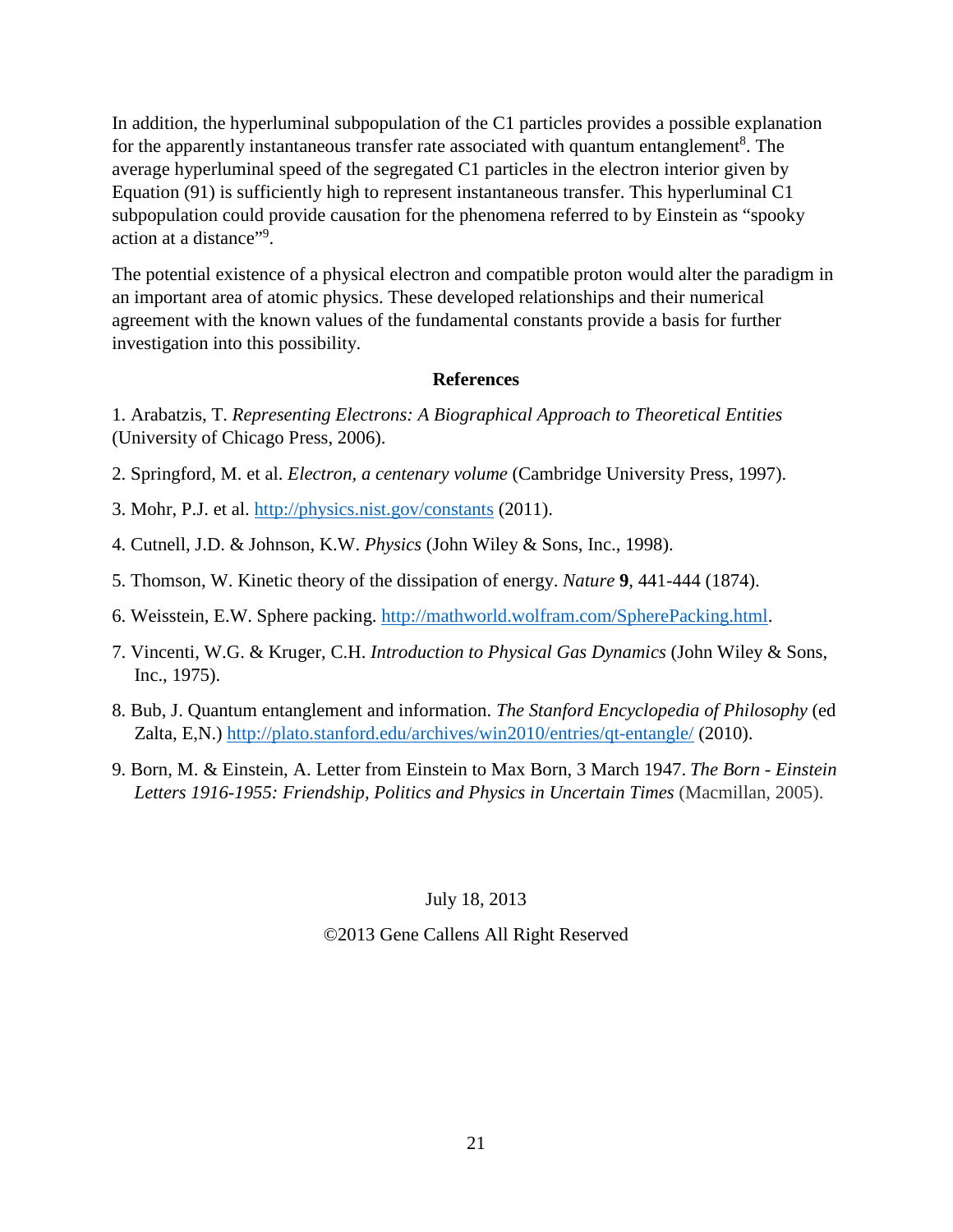In addition, the hyperluminal subpopulation of the C1 particles provides a possible explanation for the apparently instantaneous transfer rate associated with quantum entanglement[8]. The average hyperluminal speed of the segregated C1 particles in the electron interior given by Equation (91) is sufficiently high to represent instantaneous transfer. This hyperluminal C1 subpopulation could provide causation for the phenomena referred to by Einstein as "spooky action at a distance"[9].

The potential existence of a physical electron and compatible proton would alter the paradigm in an important area of atomic physics. These developed relationships and their numerical agreement with the known values of the fundamental constants provide a basis for further investigation into this possibility.

## References

1. Arabatzis, T. *Representing Electrons: A Biographical Approach to Theoretical Entities* (University of Chicago Press, 2006).

2. Springford, M. et al. *Electron, a centenary volume* (Cambridge University Press, 1997).

3. Mohr, P.J. et al. http://physics.nist.gov/constants (2011).

4. Cutnell, J.D. & Johnson, K.W. *Physics* (John Wiley & Sons, Inc., 1998).

5. Thomson, W. Kinetic theory of the dissipation of energy. *Nature* **9**, 441-444 (1874).

6. Weisstein, E.W. Sphere packing. http://mathworld.wolfram.com/SpherePacking.html.

7. Vincenti, W.G. & Kruger, C.H. *Introduction to Physical Gas Dynamics* (John Wiley & Sons, Inc., 1975).

8. Bub, J. Quantum entanglement and information. *The Stanford Encyclopedia of Philosophy* (ed Zalta, E,N.) http://plato.stanford.edu/archives/win2010/entries/qt-entangle/ (2010).

9. Born, M. & Einstein, A. Letter from Einstein to Max Born, 3 March 1947. *The Born - Einstein Letters 1916-1955: Friendship, Politics and Physics in Uncertain Times* (Macmillan, 2005).

July 18, 2013

©2013 Gene Callens All Right Reserved